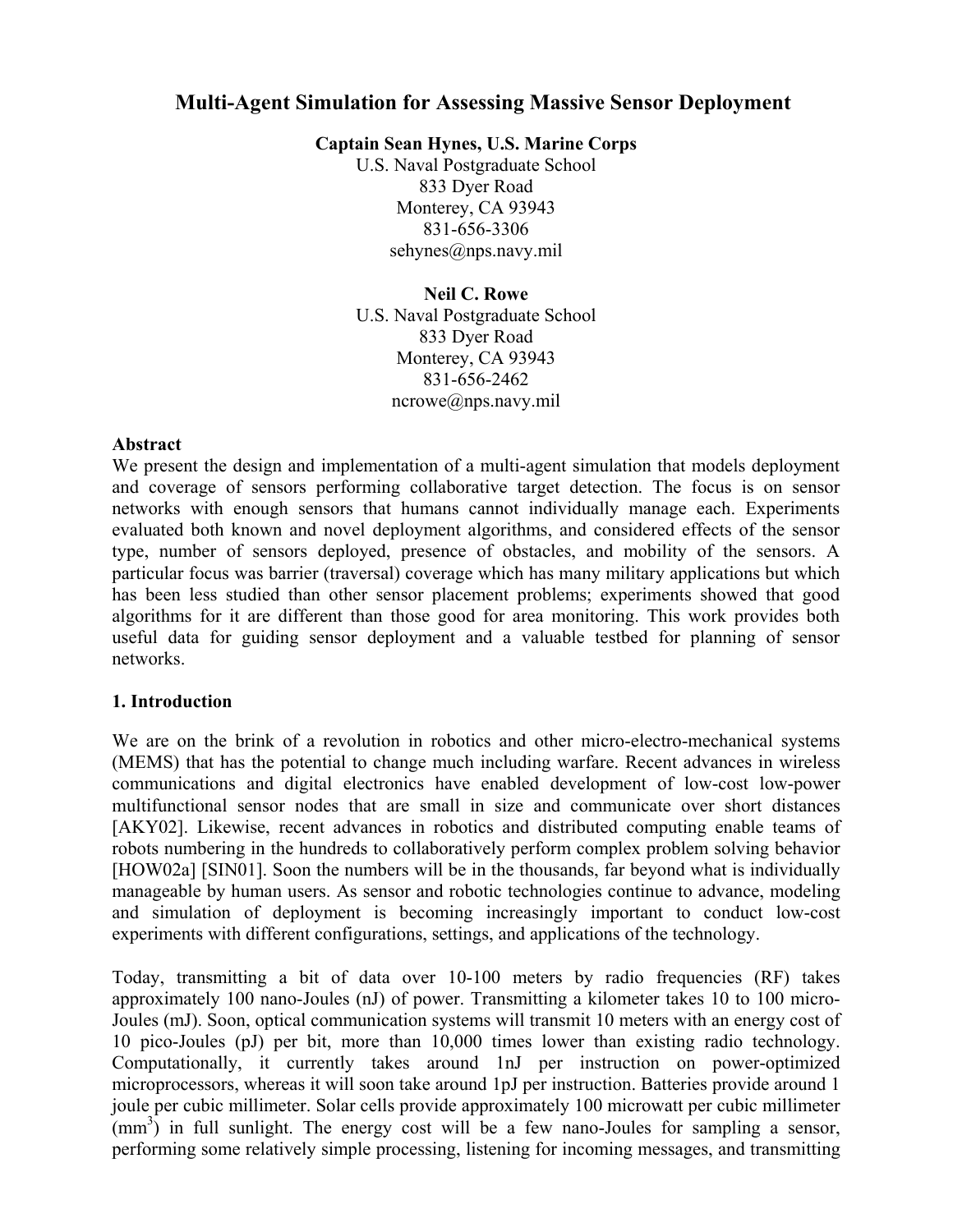# Multi-Agent Simulation for Assessing Massive Sensor Deployment

**Captain Sean Hynes, U.S. Marine Corps**
U.S. Naval Postgraduate School
833 Dyer Road
Monterey, CA 93943
831-656-3306
sehynes@nps.navy.mil

**Neil C. Rowe**
U.S. Naval Postgraduate School
833 Dyer Road
Monterey, CA 93943
831-656-2462
ncrowe@nps.navy.mil

**Abstract**

We present the design and implementation of a multi-agent simulation that models deployment and coverage of sensors performing collaborative target detection. The focus is on sensor networks with enough sensors that humans cannot individually manage each. Experiments evaluated both known and novel deployment algorithms, and considered effects of the sensor type, number of sensors deployed, presence of obstacles, and mobility of the sensors. A particular focus was barrier (traversal) coverage which has many military applications but which has been less studied than other sensor placement problems; experiments showed that good algorithms for it are different than those good for area monitoring. This work provides both useful data for guiding sensor deployment and a valuable testbed for planning of sensor networks.

## 1. Introduction

We are on the brink of a revolution in robotics and other micro-electro-mechanical systems (MEMS) that has the potential to change much including warfare. Recent advances in wireless communications and digital electronics have enabled development of low-cost low-power multifunctional sensor nodes that are small in size and communicate over short distances [AKY02]. Likewise, recent advances in robotics and distributed computing enable teams of robots numbering in the hundreds to collaboratively perform complex problem solving behavior [HOW02a] [SIN01]. Soon the numbers will be in the thousands, far beyond what is individually manageable by human users. As sensor and robotic technologies continue to advance, modeling and simulation of deployment is becoming increasingly important to conduct low-cost experiments with different configurations, settings, and applications of the technology.

Today, transmitting a bit of data over 10-100 meters by radio frequencies (RF) takes approximately 100 nano-Joules (nJ) of power. Transmitting a kilometer takes 10 to 100 micro-Joules (mJ). Soon, optical communication systems will transmit 10 meters with an energy cost of 10 pico-Joules (pJ) per bit, more than 10,000 times lower than existing radio technology. Computationally, it currently takes around 1nJ per instruction on power-optimized microprocessors, whereas it will soon take around 1pJ per instruction. Batteries provide around 1 joule per cubic millimeter. Solar cells provide approximately 100 microwatt per cubic millimeter ($mm^3$) in full sunlight. The energy cost will be a few nano-Joules for sampling a sensor, performing some relatively simple processing, listening for incoming messages, and transmitting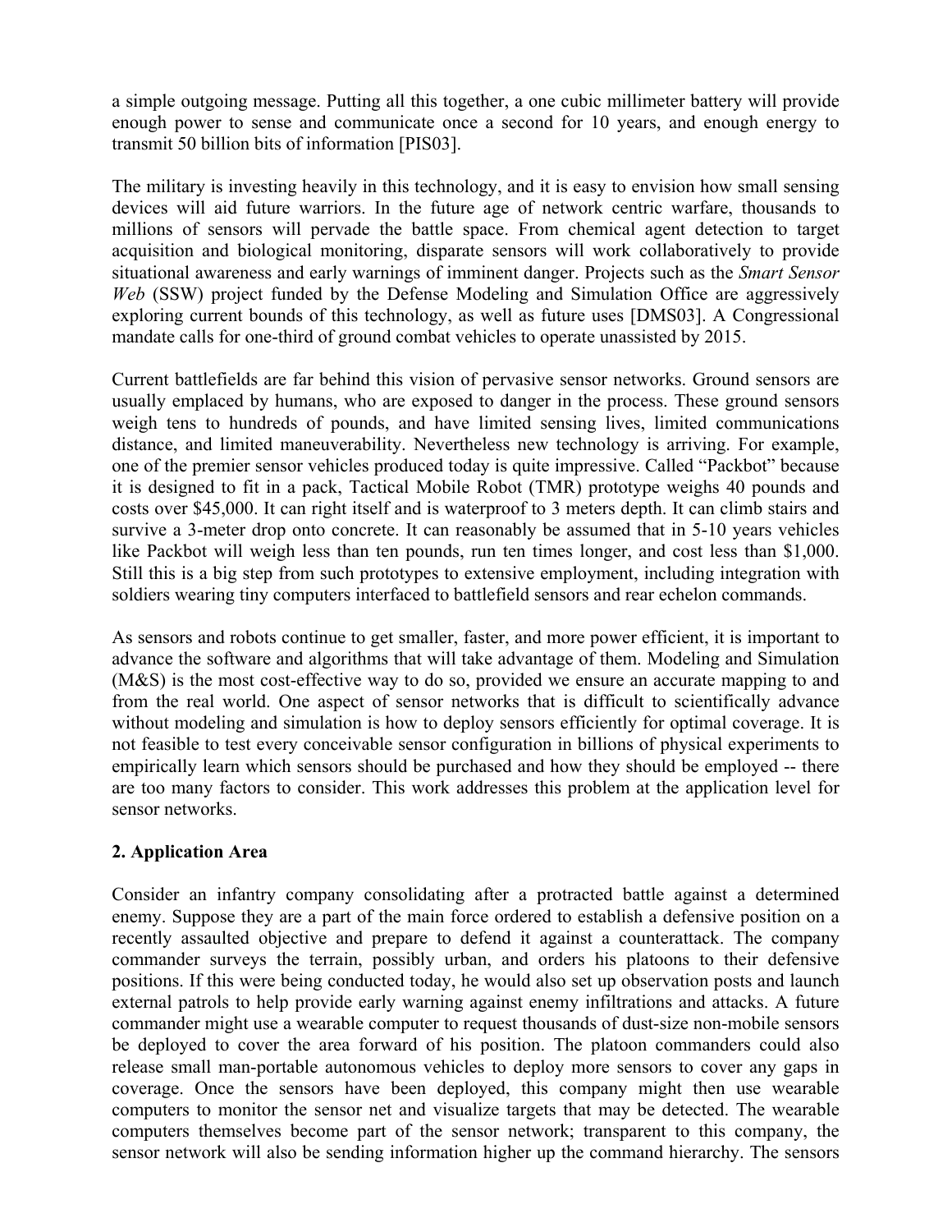a simple outgoing message. Putting all this together, a one cubic millimeter battery will provide enough power to sense and communicate once a second for 10 years, and enough energy to transmit 50 billion bits of information [PIS03].

The military is investing heavily in this technology, and it is easy to envision how small sensing devices will aid future warriors. In the future age of network centric warfare, thousands to millions of sensors will pervade the battle space. From chemical agent detection to target acquisition and biological monitoring, disparate sensors will work collaboratively to provide situational awareness and early warnings of imminent danger. Projects such as the *Smart Sensor Web* (SSW) project funded by the Defense Modeling and Simulation Office are aggressively exploring current bounds of this technology, as well as future uses [DMS03]. A Congressional mandate calls for one-third of ground combat vehicles to operate unassisted by 2015.

Current battlefields are far behind this vision of pervasive sensor networks. Ground sensors are usually emplaced by humans, who are exposed to danger in the process. These ground sensors weigh tens to hundreds of pounds, and have limited sensing lives, limited communications distance, and limited maneuverability. Nevertheless new technology is arriving. For example, one of the premier sensor vehicles produced today is quite impressive. Called "Packbot" because it is designed to fit in a pack, Tactical Mobile Robot (TMR) prototype weighs 40 pounds and costs over $45,000. It can right itself and is waterproof to 3 meters depth. It can climb stairs and survive a 3-meter drop onto concrete. It can reasonably be assumed that in 5-10 years vehicles like Packbot will weigh less than ten pounds, run ten times longer, and cost less than $1,000. Still this is a big step from such prototypes to extensive employment, including integration with soldiers wearing tiny computers interfaced to battlefield sensors and rear echelon commands.

As sensors and robots continue to get smaller, faster, and more power efficient, it is important to advance the software and algorithms that will take advantage of them. Modeling and Simulation (M&S) is the most cost-effective way to do so, provided we ensure an accurate mapping to and from the real world. One aspect of sensor networks that is difficult to scientifically advance without modeling and simulation is how to deploy sensors efficiently for optimal coverage. It is not feasible to test every conceivable sensor configuration in billions of physical experiments to empirically learn which sensors should be purchased and how they should be employed -- there are too many factors to consider. This work addresses this problem at the application level for sensor networks.

## 2. Application Area

Consider an infantry company consolidating after a protracted battle against a determined enemy. Suppose they are a part of the main force ordered to establish a defensive position on a recently assaulted objective and prepare to defend it against a counterattack. The company commander surveys the terrain, possibly urban, and orders his platoons to their defensive positions. If this were being conducted today, he would also set up observation posts and launch external patrols to help provide early warning against enemy infiltrations and attacks. A future commander might use a wearable computer to request thousands of dust-size non-mobile sensors be deployed to cover the area forward of his position. The platoon commanders could also release small man-portable autonomous vehicles to deploy more sensors to cover any gaps in coverage. Once the sensors have been deployed, this company might then use wearable computers to monitor the sensor net and visualize targets that may be detected. The wearable computers themselves become part of the sensor network; transparent to this company, the sensor network will also be sending information higher up the command hierarchy. The sensors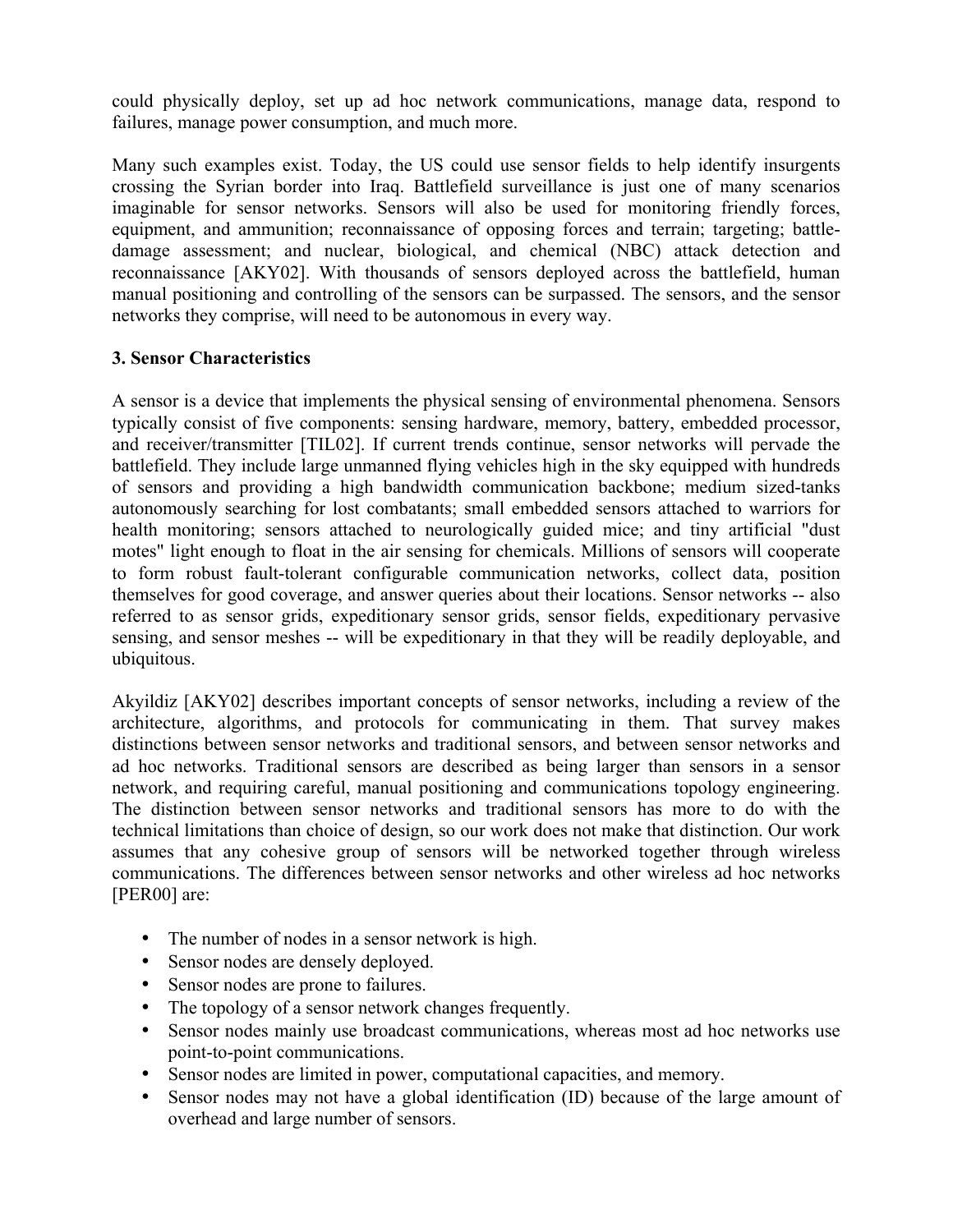could physically deploy, set up ad hoc network communications, manage data, respond to failures, manage power consumption, and much more.

Many such examples exist. Today, the US could use sensor fields to help identify insurgents crossing the Syrian border into Iraq. Battlefield surveillance is just one of many scenarios imaginable for sensor networks. Sensors will also be used for monitoring friendly forces, equipment, and ammunition; reconnaissance of opposing forces and terrain; targeting; battle-damage assessment; and nuclear, biological, and chemical (NBC) attack detection and reconnaissance [AKY02]. With thousands of sensors deployed across the battlefield, human manual positioning and controlling of the sensors can be surpassed. The sensors, and the sensor networks they comprise, will need to be autonomous in every way.

### 3. Sensor Characteristics

A sensor is a device that implements the physical sensing of environmental phenomena. Sensors typically consist of five components: sensing hardware, memory, battery, embedded processor, and receiver/transmitter [TIL02]. If current trends continue, sensor networks will pervade the battlefield. They include large unmanned flying vehicles high in the sky equipped with hundreds of sensors and providing a high bandwidth communication backbone; medium sized-tanks autonomously searching for lost combatants; small embedded sensors attached to warriors for health monitoring; sensors attached to neurologically guided mice; and tiny artificial "dust motes" light enough to float in the air sensing for chemicals. Millions of sensors will cooperate to form robust fault-tolerant configurable communication networks, collect data, position themselves for good coverage, and answer queries about their locations. Sensor networks -- also referred to as sensor grids, expeditionary sensor grids, sensor fields, expeditionary pervasive sensing, and sensor meshes -- will be expeditionary in that they will be readily deployable, and ubiquitous.

Akyildiz [AKY02] describes important concepts of sensor networks, including a review of the architecture, algorithms, and protocols for communicating in them. That survey makes distinctions between sensor networks and traditional sensors, and between sensor networks and ad hoc networks. Traditional sensors are described as being larger than sensors in a sensor network, and requiring careful, manual positioning and communications topology engineering. The distinction between sensor networks and traditional sensors has more to do with the technical limitations than choice of design, so our work does not make that distinction. Our work assumes that any cohesive group of sensors will be networked together through wireless communications. The differences between sensor networks and other wireless ad hoc networks [PER00] are:

- The number of nodes in a sensor network is high.
- Sensor nodes are densely deployed.
- Sensor nodes are prone to failures.
- The topology of a sensor network changes frequently.
- Sensor nodes mainly use broadcast communications, whereas most ad hoc networks use point-to-point communications.
- Sensor nodes are limited in power, computational capacities, and memory.
- Sensor nodes may not have a global identification (ID) because of the large amount of overhead and large number of sensors.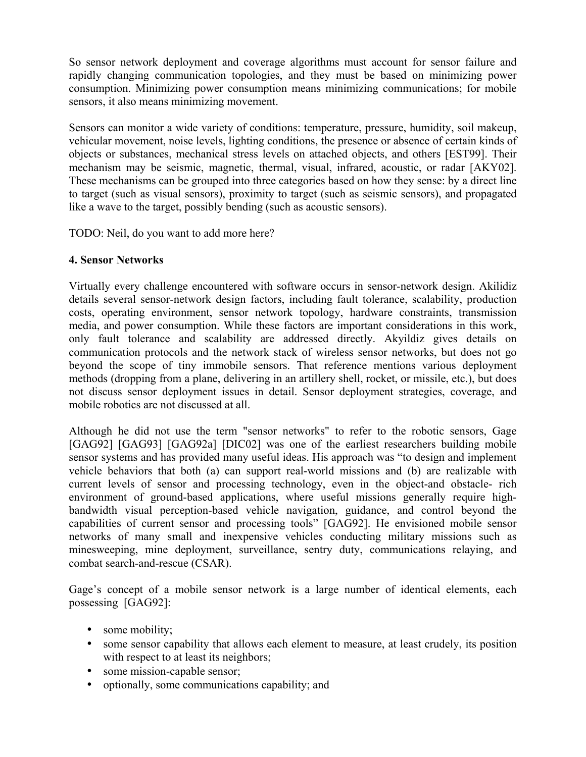So sensor network deployment and coverage algorithms must account for sensor failure and rapidly changing communication topologies, and they must be based on minimizing power consumption. Minimizing power consumption means minimizing communications; for mobile sensors, it also means minimizing movement.

Sensors can monitor a wide variety of conditions: temperature, pressure, humidity, soil makeup, vehicular movement, noise levels, lighting conditions, the presence or absence of certain kinds of objects or substances, mechanical stress levels on attached objects, and others [EST99]. Their mechanism may be seismic, magnetic, thermal, visual, infrared, acoustic, or radar [AKY02]. These mechanisms can be grouped into three categories based on how they sense: by a direct line to target (such as visual sensors), proximity to target (such as seismic sensors), and propagated like a wave to the target, possibly bending (such as acoustic sensors).

TODO: Neil, do you want to add more here?

## 4. Sensor Networks

Virtually every challenge encountered with software occurs in sensor-network design. Akilidiz details several sensor-network design factors, including fault tolerance, scalability, production costs, operating environment, sensor network topology, hardware constraints, transmission media, and power consumption. While these factors are important considerations in this work, only fault tolerance and scalability are addressed directly. Akyildiz gives details on communication protocols and the network stack of wireless sensor networks, but does not go beyond the scope of tiny immobile sensors. That reference mentions various deployment methods (dropping from a plane, delivering in an artillery shell, rocket, or missile, etc.), but does not discuss sensor deployment issues in detail. Sensor deployment strategies, coverage, and mobile robotics are not discussed at all.

Although he did not use the term "sensor networks" to refer to the robotic sensors, Gage [GAG92] [GAG93] [GAG92a] [DIC02] was one of the earliest researchers building mobile sensor systems and has provided many useful ideas. His approach was "to design and implement vehicle behaviors that both (a) can support real-world missions and (b) are realizable with current levels of sensor and processing technology, even in the object-and obstacle- rich environment of ground-based applications, where useful missions generally require high-bandwidth visual perception-based vehicle navigation, guidance, and control beyond the capabilities of current sensor and processing tools" [GAG92]. He envisioned mobile sensor networks of many small and inexpensive vehicles conducting military missions such as minesweeping, mine deployment, surveillance, sentry duty, communications relaying, and combat search-and-rescue (CSAR).

Gage's concept of a mobile sensor network is a large number of identical elements, each possessing [GAG92]:

- some mobility;
- some sensor capability that allows each element to measure, at least crudely, its position with respect to at least its neighbors;
- some mission-capable sensor;
- optionally, some communications capability; and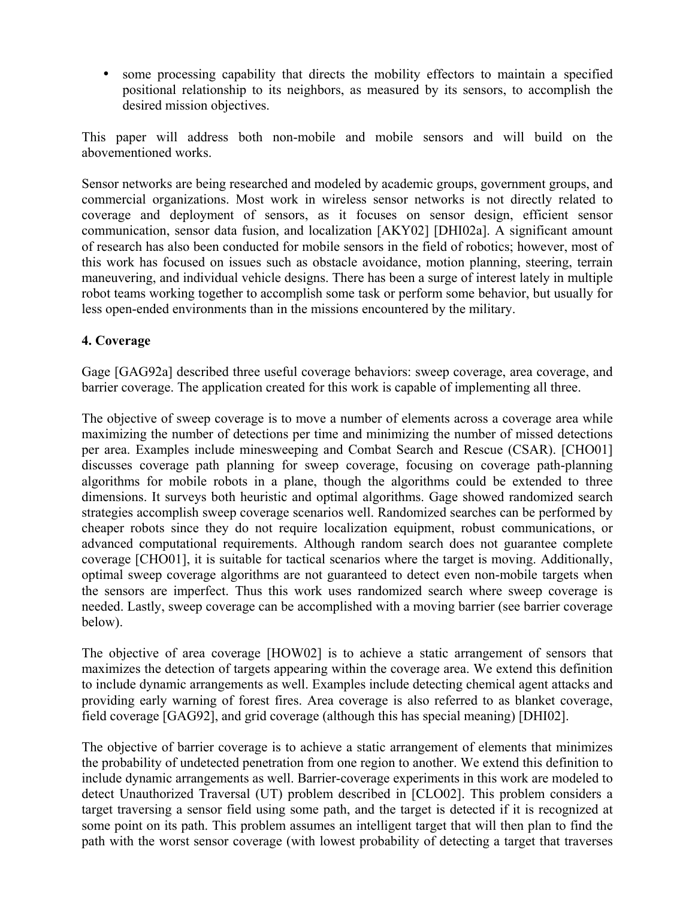- some processing capability that directs the mobility effectors to maintain a specified positional relationship to its neighbors, as measured by its sensors, to accomplish the desired mission objectives.

This paper will address both non-mobile and mobile sensors and will build on the abovementioned works.

Sensor networks are being researched and modeled by academic groups, government groups, and commercial organizations. Most work in wireless sensor networks is not directly related to coverage and deployment of sensors, as it focuses on sensor design, efficient sensor communication, sensor data fusion, and localization [AKY02] [DHI02a]. A significant amount of research has also been conducted for mobile sensors in the field of robotics; however, most of this work has focused on issues such as obstacle avoidance, motion planning, steering, terrain maneuvering, and individual vehicle designs. There has been a surge of interest lately in multiple robot teams working together to accomplish some task or perform some behavior, but usually for less open-ended environments than in the missions encountered by the military.

**4. Coverage**

Gage [GAG92a] described three useful coverage behaviors: sweep coverage, area coverage, and barrier coverage. The application created for this work is capable of implementing all three.

The objective of sweep coverage is to move a number of elements across a coverage area while maximizing the number of detections per time and minimizing the number of missed detections per area. Examples include minesweeping and Combat Search and Rescue (CSAR). [CHO01] discusses coverage path planning for sweep coverage, focusing on coverage path-planning algorithms for mobile robots in a plane, though the algorithms could be extended to three dimensions. It surveys both heuristic and optimal algorithms. Gage showed randomized search strategies accomplish sweep coverage scenarios well. Randomized searches can be performed by cheaper robots since they do not require localization equipment, robust communications, or advanced computational requirements. Although random search does not guarantee complete coverage [CHO01], it is suitable for tactical scenarios where the target is moving. Additionally, optimal sweep coverage algorithms are not guaranteed to detect even non-mobile targets when the sensors are imperfect. Thus this work uses randomized search where sweep coverage is needed. Lastly, sweep coverage can be accomplished with a moving barrier (see barrier coverage below).

The objective of area coverage [HOW02] is to achieve a static arrangement of sensors that maximizes the detection of targets appearing within the coverage area. We extend this definition to include dynamic arrangements as well. Examples include detecting chemical agent attacks and providing early warning of forest fires. Area coverage is also referred to as blanket coverage, field coverage [GAG92], and grid coverage (although this has special meaning) [DHI02].

The objective of barrier coverage is to achieve a static arrangement of elements that minimizes the probability of undetected penetration from one region to another. We extend this definition to include dynamic arrangements as well. Barrier-coverage experiments in this work are modeled to detect Unauthorized Traversal (UT) problem described in [CLO02]. This problem considers a target traversing a sensor field using some path, and the target is detected if it is recognized at some point on its path. This problem assumes an intelligent target that will then plan to find the path with the worst sensor coverage (with lowest probability of detecting a target that traverses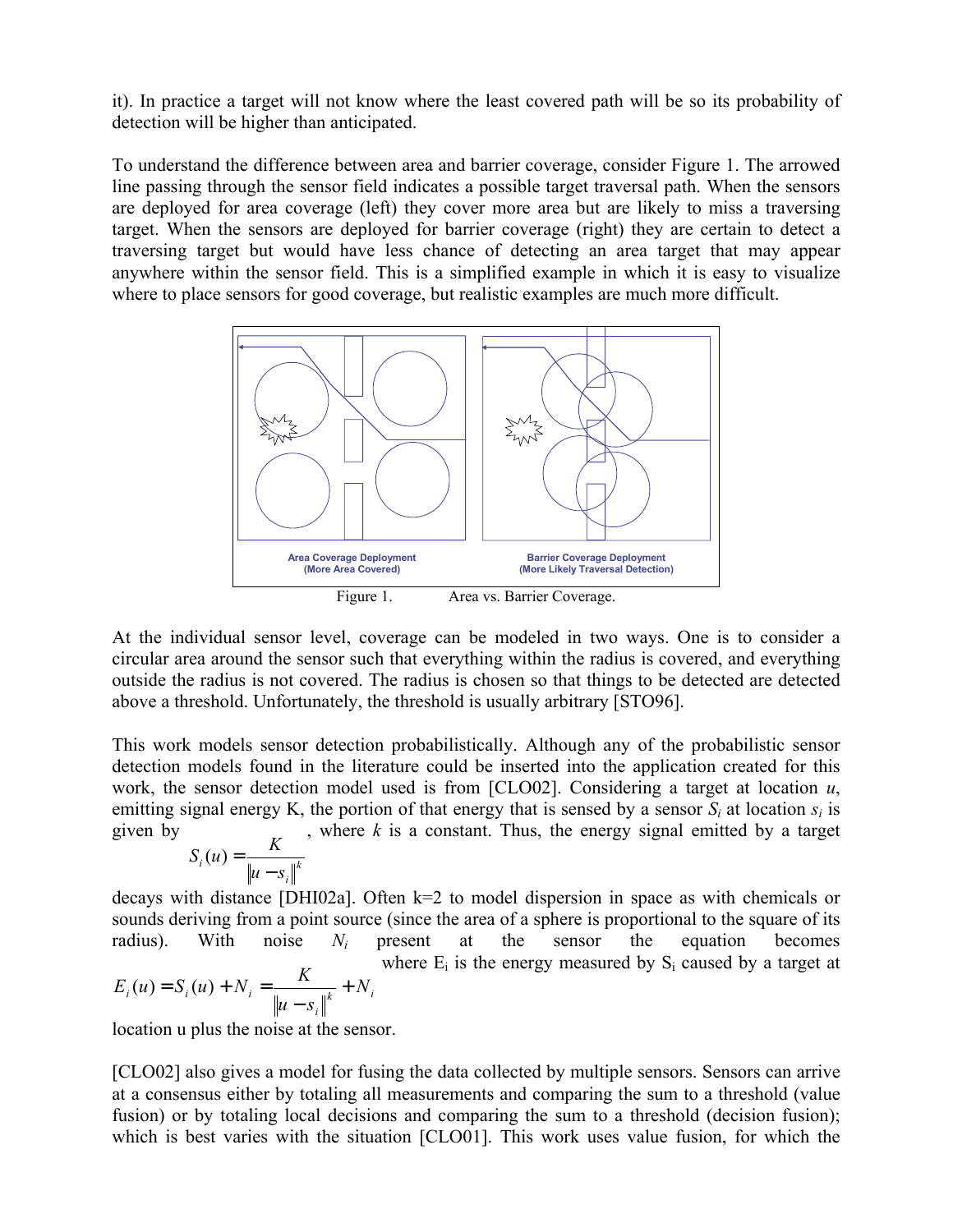it). In practice a target will not know where the least covered path will be so its probability of detection will be higher than anticipated.

To understand the difference between area and barrier coverage, consider Figure 1. The arrowed line passing through the sensor field indicates a possible target traversal path. When the sensors are deployed for area coverage (left) they cover more area but are likely to miss a traversing target. When the sensors are deployed for barrier coverage (right) they are certain to detect a traversing target but would have less chance of detecting an area target that may appear anywhere within the sensor field. This is a simplified example in which it is easy to visualize where to place sensors for good coverage, but realistic examples are much more difficult.

Area Coverage Deployment (More Area Covered) — Barrier Coverage Deployment (More Likely Traversal Detection)

Figure 1. Area vs. Barrier Coverage.

At the individual sensor level, coverage can be modeled in two ways. One is to consider a circular area around the sensor such that everything within the radius is covered, and everything outside the radius is not covered. The radius is chosen so that things to be detected are detected above a threshold. Unfortunately, the threshold is usually arbitrary [STO96].

This work models sensor detection probabilistically. Although any of the probabilistic sensor detection models found in the literature could be inserted into the application created for this work, the sensor detection model used is from [CLO02]. Considering a target at location *u*, emitting signal energy K, the portion of that energy that is sensed by a sensor $S_i$ at location $s_i$ is given by $S_i(u) = \frac{K}{\|u - s_i\|^k}$, where *k* is a constant. Thus, the energy signal emitted by a target decays with distance [DHI02a]. Often k=2 to model dispersion in space as with chemicals or sounds deriving from a point source (since the area of a sphere is proportional to the square of its radius). With noise $N_i$ present at the sensor the equation becomes $E_i(u) = S_i(u) + N_i = \frac{K}{\|u - s_i\|^k} + N_i$ where $E_i$ is the energy measured by $S_i$ caused by a target at location u plus the noise at the sensor.

[CLO02] also gives a model for fusing the data collected by multiple sensors. Sensors can arrive at a consensus either by totaling all measurements and comparing the sum to a threshold (value fusion) or by totaling local decisions and comparing the sum to a threshold (decision fusion); which is best varies with the situation [CLO01]. This work uses value fusion, for which the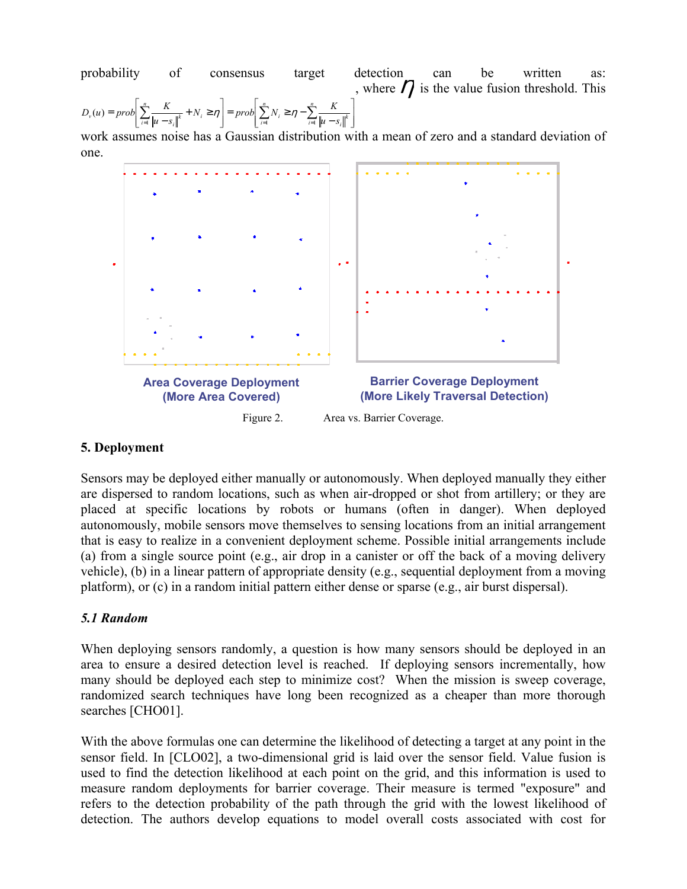probability of consensus target detection can be written as: $D_v(u) = prob\left[\sum_{i=1}^{n} \frac{K}{\|u - s_i\|^k} + N_i \geq \eta\right] = prob\left[\sum_{i=1}^{n} N_i \geq \eta - \sum_{i=1}^{n} \frac{K}{\|u - s_i\|^k}\right]$, where $\eta$ is the value fusion threshold. This work assumes noise has a Gaussian distribution with a mean of zero and a standard deviation of one.

**Area Coverage Deployment (More Area Covered)**

**Barrier Coverage Deployment (More Likely Traversal Detection)**

Figure 2. Area vs. Barrier Coverage.

## 5. Deployment

Sensors may be deployed either manually or autonomously. When deployed manually they either are dispersed to random locations, such as when air-dropped or shot from artillery; or they are placed at specific locations by robots or humans (often in danger). When deployed autonomously, mobile sensors move themselves to sensing locations from an initial arrangement that is easy to realize in a convenient deployment scheme. Possible initial arrangements include (a) from a single source point (e.g., air drop in a canister or off the back of a moving delivery vehicle), (b) in a linear pattern of appropriate density (e.g., sequential deployment from a moving platform), or (c) in a random initial pattern either dense or sparse (e.g., air burst dispersal).

### *5.1 Random*

When deploying sensors randomly, a question is how many sensors should be deployed in an area to ensure a desired detection level is reached. If deploying sensors incrementally, how many should be deployed each step to minimize cost? When the mission is sweep coverage, randomized search techniques have long been recognized as a cheaper than more thorough searches [CHO01].

With the above formulas one can determine the likelihood of detecting a target at any point in the sensor field. In [CLO02], a two-dimensional grid is laid over the sensor field. Value fusion is used to find the detection likelihood at each point on the grid, and this information is used to measure random deployments for barrier coverage. Their measure is termed "exposure" and refers to the detection probability of the path through the grid with the lowest likelihood of detection. The authors develop equations to model overall costs associated with cost for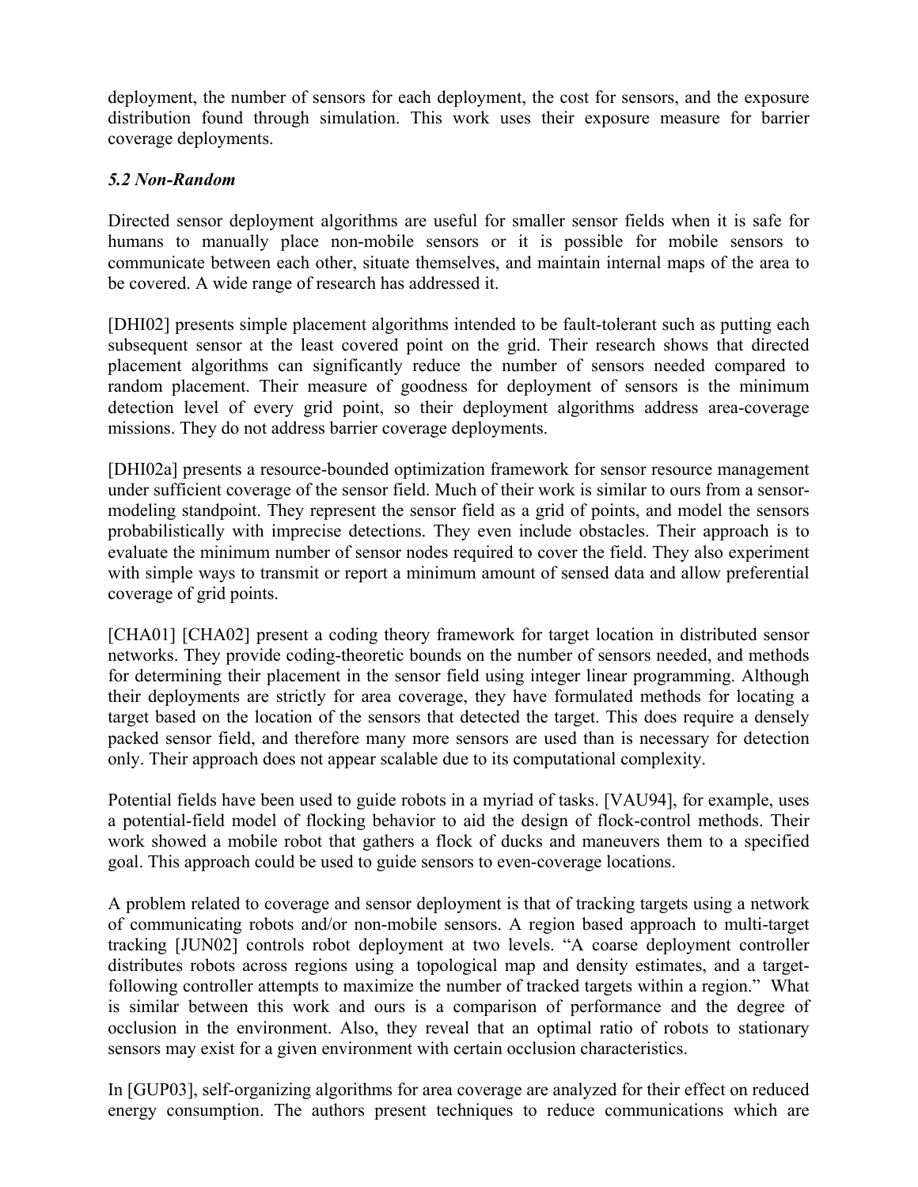deployment, the number of sensors for each deployment, the cost for sensors, and the exposure distribution found through simulation. This work uses their exposure measure for barrier coverage deployments.

### *5.2 Non-Random*

Directed sensor deployment algorithms are useful for smaller sensor fields when it is safe for humans to manually place non-mobile sensors or it is possible for mobile sensors to communicate between each other, situate themselves, and maintain internal maps of the area to be covered. A wide range of research has addressed it.

[DHI02] presents simple placement algorithms intended to be fault-tolerant such as putting each subsequent sensor at the least covered point on the grid. Their research shows that directed placement algorithms can significantly reduce the number of sensors needed compared to random placement. Their measure of goodness for deployment of sensors is the minimum detection level of every grid point, so their deployment algorithms address area-coverage missions. They do not address barrier coverage deployments.

[DHI02a] presents a resource-bounded optimization framework for sensor resource management under sufficient coverage of the sensor field. Much of their work is similar to ours from a sensor-modeling standpoint. They represent the sensor field as a grid of points, and model the sensors probabilistically with imprecise detections. They even include obstacles. Their approach is to evaluate the minimum number of sensor nodes required to cover the field. They also experiment with simple ways to transmit or report a minimum amount of sensed data and allow preferential coverage of grid points.

[CHA01] [CHA02] present a coding theory framework for target location in distributed sensor networks. They provide coding-theoretic bounds on the number of sensors needed, and methods for determining their placement in the sensor field using integer linear programming. Although their deployments are strictly for area coverage, they have formulated methods for locating a target based on the location of the sensors that detected the target. This does require a densely packed sensor field, and therefore many more sensors are used than is necessary for detection only. Their approach does not appear scalable due to its computational complexity.

Potential fields have been used to guide robots in a myriad of tasks. [VAU94], for example, uses a potential-field model of flocking behavior to aid the design of flock-control methods. Their work showed a mobile robot that gathers a flock of ducks and maneuvers them to a specified goal. This approach could be used to guide sensors to even-coverage locations.

A problem related to coverage and sensor deployment is that of tracking targets using a network of communicating robots and/or non-mobile sensors. A region based approach to multi-target tracking [JUN02] controls robot deployment at two levels. "A coarse deployment controller distributes robots across regions using a topological map and density estimates, and a target-following controller attempts to maximize the number of tracked targets within a region." What is similar between this work and ours is a comparison of performance and the degree of occlusion in the environment. Also, they reveal that an optimal ratio of robots to stationary sensors may exist for a given environment with certain occlusion characteristics.

In [GUP03], self-organizing algorithms for area coverage are analyzed for their effect on reduced energy consumption. The authors present techniques to reduce communications which are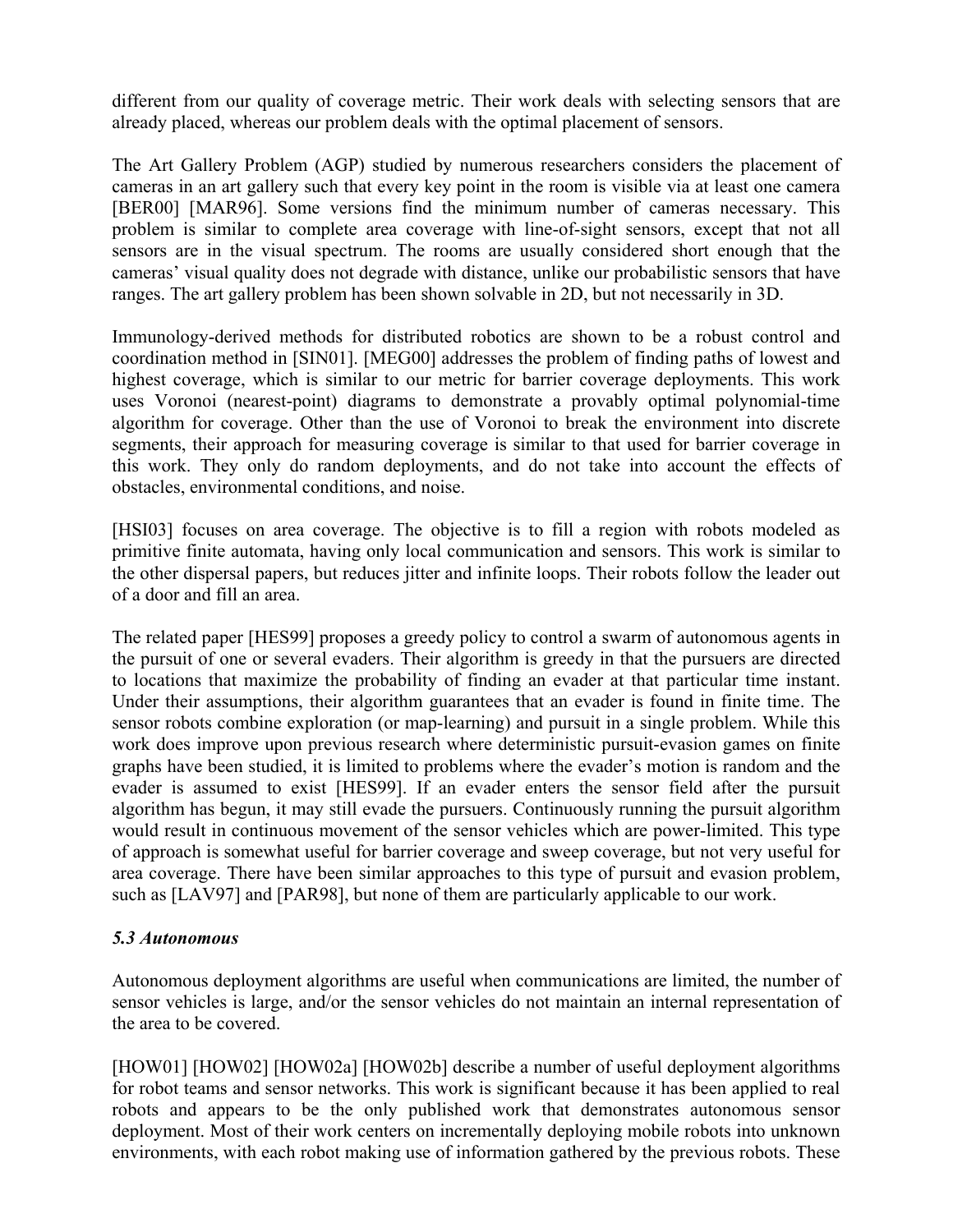different from our quality of coverage metric. Their work deals with selecting sensors that are already placed, whereas our problem deals with the optimal placement of sensors.

The Art Gallery Problem (AGP) studied by numerous researchers considers the placement of cameras in an art gallery such that every key point in the room is visible via at least one camera [BER00] [MAR96]. Some versions find the minimum number of cameras necessary. This problem is similar to complete area coverage with line-of-sight sensors, except that not all sensors are in the visual spectrum. The rooms are usually considered short enough that the cameras' visual quality does not degrade with distance, unlike our probabilistic sensors that have ranges. The art gallery problem has been shown solvable in 2D, but not necessarily in 3D.

Immunology-derived methods for distributed robotics are shown to be a robust control and coordination method in [SIN01]. [MEG00] addresses the problem of finding paths of lowest and highest coverage, which is similar to our metric for barrier coverage deployments. This work uses Voronoi (nearest-point) diagrams to demonstrate a provably optimal polynomial-time algorithm for coverage. Other than the use of Voronoi to break the environment into discrete segments, their approach for measuring coverage is similar to that used for barrier coverage in this work. They only do random deployments, and do not take into account the effects of obstacles, environmental conditions, and noise.

[HSI03] focuses on area coverage. The objective is to fill a region with robots modeled as primitive finite automata, having only local communication and sensors. This work is similar to the other dispersal papers, but reduces jitter and infinite loops. Their robots follow the leader out of a door and fill an area.

The related paper [HES99] proposes a greedy policy to control a swarm of autonomous agents in the pursuit of one or several evaders. Their algorithm is greedy in that the pursuers are directed to locations that maximize the probability of finding an evader at that particular time instant. Under their assumptions, their algorithm guarantees that an evader is found in finite time. The sensor robots combine exploration (or map-learning) and pursuit in a single problem. While this work does improve upon previous research where deterministic pursuit-evasion games on finite graphs have been studied, it is limited to problems where the evader's motion is random and the evader is assumed to exist [HES99]. If an evader enters the sensor field after the pursuit algorithm has begun, it may still evade the pursuers. Continuously running the pursuit algorithm would result in continuous movement of the sensor vehicles which are power-limited. This type of approach is somewhat useful for barrier coverage and sweep coverage, but not very useful for area coverage. There have been similar approaches to this type of pursuit and evasion problem, such as [LAV97] and [PAR98], but none of them are particularly applicable to our work.

### *5.3 Autonomous*

Autonomous deployment algorithms are useful when communications are limited, the number of sensor vehicles is large, and/or the sensor vehicles do not maintain an internal representation of the area to be covered.

[HOW01] [HOW02] [HOW02a] [HOW02b] describe a number of useful deployment algorithms for robot teams and sensor networks. This work is significant because it has been applied to real robots and appears to be the only published work that demonstrates autonomous sensor deployment. Most of their work centers on incrementally deploying mobile robots into unknown environments, with each robot making use of information gathered by the previous robots. These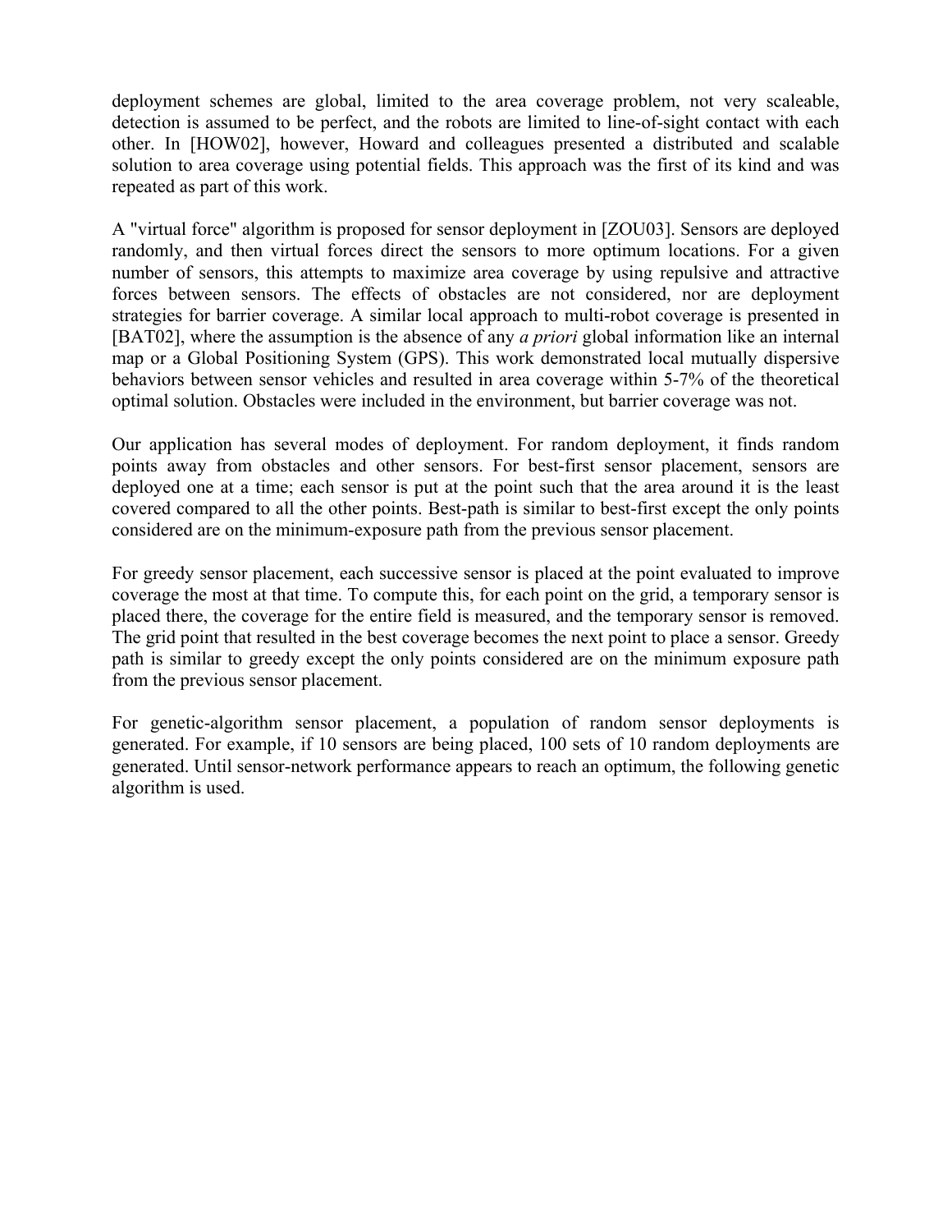deployment schemes are global, limited to the area coverage problem, not very scaleable, detection is assumed to be perfect, and the robots are limited to line-of-sight contact with each other. In [HOW02], however, Howard and colleagues presented a distributed and scalable solution to area coverage using potential fields. This approach was the first of its kind and was repeated as part of this work.

A "virtual force" algorithm is proposed for sensor deployment in [ZOU03]. Sensors are deployed randomly, and then virtual forces direct the sensors to more optimum locations. For a given number of sensors, this attempts to maximize area coverage by using repulsive and attractive forces between sensors. The effects of obstacles are not considered, nor are deployment strategies for barrier coverage. A similar local approach to multi-robot coverage is presented in [BAT02], where the assumption is the absence of any *a priori* global information like an internal map or a Global Positioning System (GPS). This work demonstrated local mutually dispersive behaviors between sensor vehicles and resulted in area coverage within 5-7% of the theoretical optimal solution. Obstacles were included in the environment, but barrier coverage was not.

Our application has several modes of deployment. For random deployment, it finds random points away from obstacles and other sensors. For best-first sensor placement, sensors are deployed one at a time; each sensor is put at the point such that the area around it is the least covered compared to all the other points. Best-path is similar to best-first except the only points considered are on the minimum-exposure path from the previous sensor placement.

For greedy sensor placement, each successive sensor is placed at the point evaluated to improve coverage the most at that time. To compute this, for each point on the grid, a temporary sensor is placed there, the coverage for the entire field is measured, and the temporary sensor is removed. The grid point that resulted in the best coverage becomes the next point to place a sensor. Greedy path is similar to greedy except the only points considered are on the minimum exposure path from the previous sensor placement.

For genetic-algorithm sensor placement, a population of random sensor deployments is generated. For example, if 10 sensors are being placed, 100 sets of 10 random deployments are generated. Until sensor-network performance appears to reach an optimum, the following genetic algorithm is used.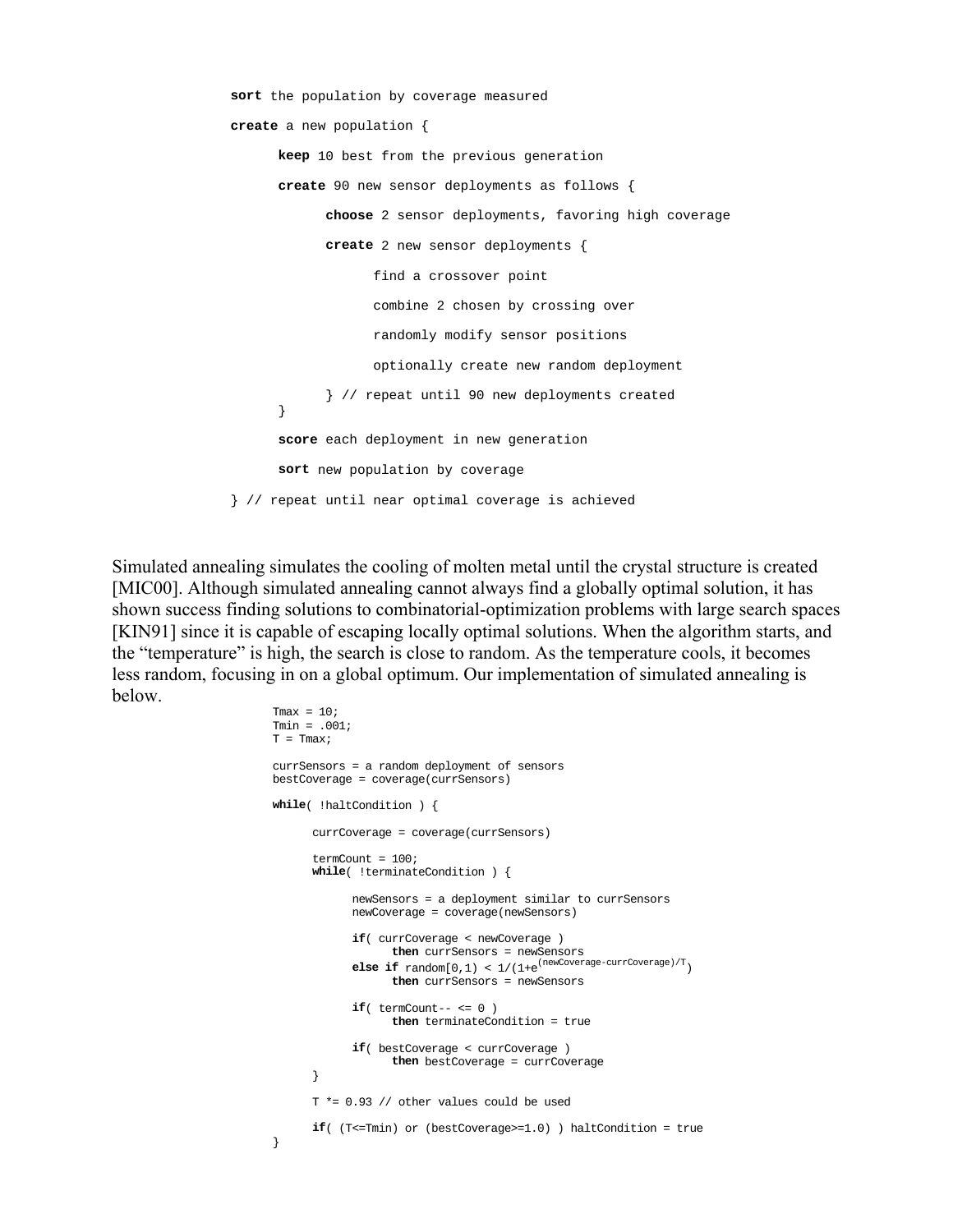```
sort the population by coverage measured

create a new population {

      keep 10 best from the previous generation

      create 90 new sensor deployments as follows {

            choose 2 sensor deployments, favoring high coverage

            create 2 new sensor deployments {

                  find a crossover point

                  combine 2 chosen by crossing over

                  randomly modify sensor positions

                  optionally create new random deployment

            } // repeat until 90 new deployments created
      }

      score each deployment in new generation

      sort new population by coverage

} // repeat until near optimal coverage is achieved
```

Simulated annealing simulates the cooling of molten metal until the crystal structure is created [MIC00]. Although simulated annealing cannot always find a globally optimal solution, it has shown success finding solutions to combinatorial-optimization problems with large search spaces [KIN91] since it is capable of escaping locally optimal solutions. When the algorithm starts, and the "temperature" is high, the search is close to random. As the temperature cools, it becomes less random, focusing in on a global optimum. Our implementation of simulated annealing is below.

```
Tmax = 10;
Tmin = .001;
T = Tmax;

currSensors = a random deployment of sensors
bestCoverage = coverage(currSensors)

while( !haltCondition ) {

      currCoverage = coverage(currSensors)

      termCount = 100;
      while( !terminateCondition ) {

            newSensors = a deployment similar to currSensors
            newCoverage = coverage(newSensors)

            if( currCoverage < newCoverage )
                  then currSensors = newSensors
            else if random[0,1) < 1/(1+e^((newCoverage-currCoverage)/T))
                  then currSensors = newSensors

            if( termCount-- <= 0 )
                  then terminateCondition = true

            if( bestCoverage < currCoverage )
                  then bestCoverage = currCoverage
      }

      T *= 0.93 // other values could be used

      if( (T<=Tmin) or (bestCoverage>=1.0) ) haltCondition = true
}
```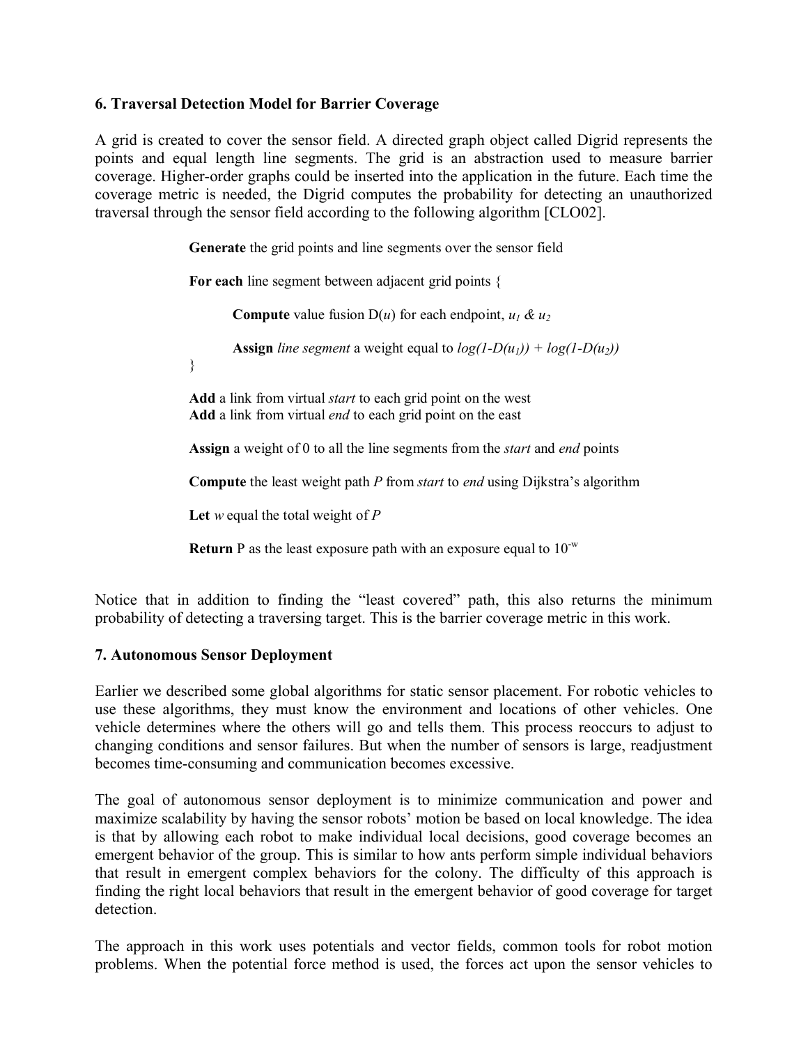## 6. Traversal Detection Model for Barrier Coverage

A grid is created to cover the sensor field. A directed graph object called Digrid represents the points and equal length line segments. The grid is an abstraction used to measure barrier coverage. Higher-order graphs could be inserted into the application in the future. Each time the coverage metric is needed, the Digrid computes the probability for detecting an unauthorized traversal through the sensor field according to the following algorithm [CLO02].

> **Generate** the grid points and line segments over the sensor field
>
> **For each** line segment between adjacent grid points {
>
> &nbsp;&nbsp;&nbsp;&nbsp;**Compute** value fusion $D(u)$ for each endpoint, $u_1$ & $u_2$
>
> &nbsp;&nbsp;&nbsp;&nbsp;**Assign** *line segment* a weight equal to $log(1-D(u_1)) + log(1-D(u_2))$
>
> }
>
> **Add** a link from virtual *start* to each grid point on the west
> **Add** a link from virtual *end* to each grid point on the east
>
> **Assign** a weight of 0 to all the line segments from the *start* and *end* points
>
> **Compute** the least weight path *P* from *start* to *end* using Dijkstra's algorithm
>
> **Let** *w* equal the total weight of *P*
>
> **Return** P as the least exposure path with an exposure equal to $10^{-w}$

Notice that in addition to finding the "least covered" path, this also returns the minimum probability of detecting a traversing target. This is the barrier coverage metric in this work.

## 7. Autonomous Sensor Deployment

Earlier we described some global algorithms for static sensor placement. For robotic vehicles to use these algorithms, they must know the environment and locations of other vehicles. One vehicle determines where the others will go and tells them. This process reoccurs to adjust to changing conditions and sensor failures. But when the number of sensors is large, readjustment becomes time-consuming and communication becomes excessive.

The goal of autonomous sensor deployment is to minimize communication and power and maximize scalability by having the sensor robots' motion be based on local knowledge. The idea is that by allowing each robot to make individual local decisions, good coverage becomes an emergent behavior of the group. This is similar to how ants perform simple individual behaviors that result in emergent complex behaviors for the colony. The difficulty of this approach is finding the right local behaviors that result in the emergent behavior of good coverage for target detection.

The approach in this work uses potentials and vector fields, common tools for robot motion problems. When the potential force method is used, the forces act upon the sensor vehicles to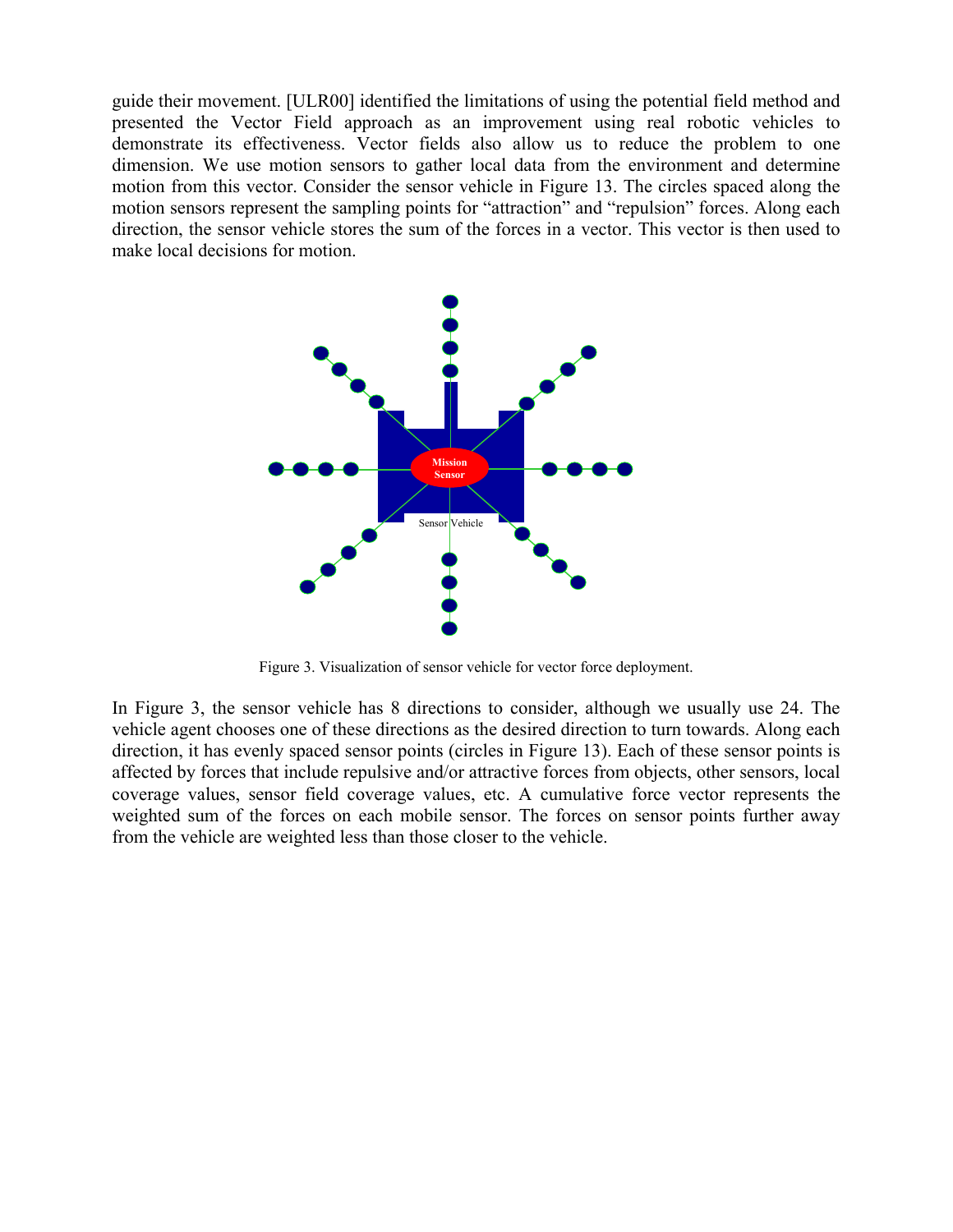guide their movement. [ULR00] identified the limitations of using the potential field method and presented the Vector Field approach as an improvement using real robotic vehicles to demonstrate its effectiveness. Vector fields also allow us to reduce the problem to one dimension. We use motion sensors to gather local data from the environment and determine motion from this vector. Consider the sensor vehicle in Figure 13. The circles spaced along the motion sensors represent the sampling points for "attraction" and "repulsion" forces. Along each direction, the sensor vehicle stores the sum of the forces in a vector. This vector is then used to make local decisions for motion.

Figure 3. Visualization of sensor vehicle for vector force deployment.

In Figure 3, the sensor vehicle has 8 directions to consider, although we usually use 24. The vehicle agent chooses one of these directions as the desired direction to turn towards. Along each direction, it has evenly spaced sensor points (circles in Figure 13). Each of these sensor points is affected by forces that include repulsive and/or attractive forces from objects, other sensors, local coverage values, sensor field coverage values, etc. A cumulative force vector represents the weighted sum of the forces on each mobile sensor. The forces on sensor points further away from the vehicle are weighted less than those closer to the vehicle.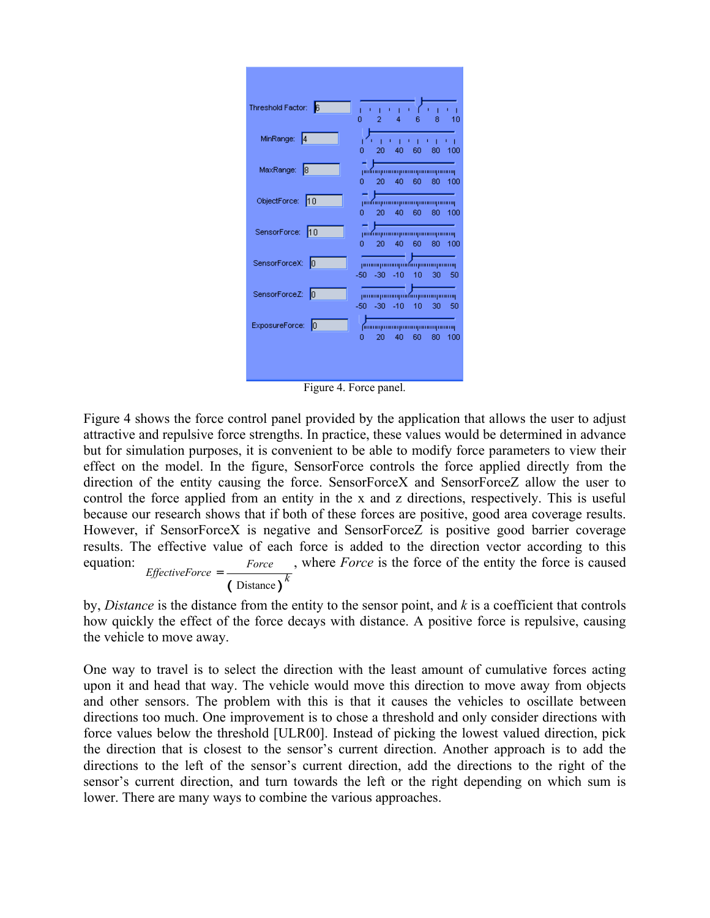Figure 4. Force panel.

Figure 4 shows the force control panel provided by the application that allows the user to adjust attractive and repulsive force strengths. In practice, these values would be determined in advance but for simulation purposes, it is convenient to be able to modify force parameters to view their effect on the model. In the figure, SensorForce controls the force applied directly from the direction of the entity causing the force. SensorForceX and SensorForceZ allow the user to control the force applied from an entity in the x and z directions, respectively. This is useful because our research shows that if both of these forces are positive, good area coverage results. However, if SensorForceX is negative and SensorForceZ is positive good barrier coverage results. The effective value of each force is added to the direction vector according to this equation: $EffectiveForce = \frac{Force}{(\text{Distance})^k}$, where *Force* is the force of the entity the force is caused by, *Distance* is the distance from the entity to the sensor point, and *k* is a coefficient that controls how quickly the effect of the force decays with distance. A positive force is repulsive, causing the vehicle to move away.

One way to travel is to select the direction with the least amount of cumulative forces acting upon it and head that way. The vehicle would move this direction to move away from objects and other sensors. The problem with this is that it causes the vehicles to oscillate between directions too much. One improvement is to chose a threshold and only consider directions with force values below the threshold [ULR00]. Instead of picking the lowest valued direction, pick the direction that is closest to the sensor's current direction. Another approach is to add the directions to the left of the sensor's current direction, add the directions to the right of the sensor's current direction, and turn towards the left or the right depending on which sum is lower. There are many ways to combine the various approaches.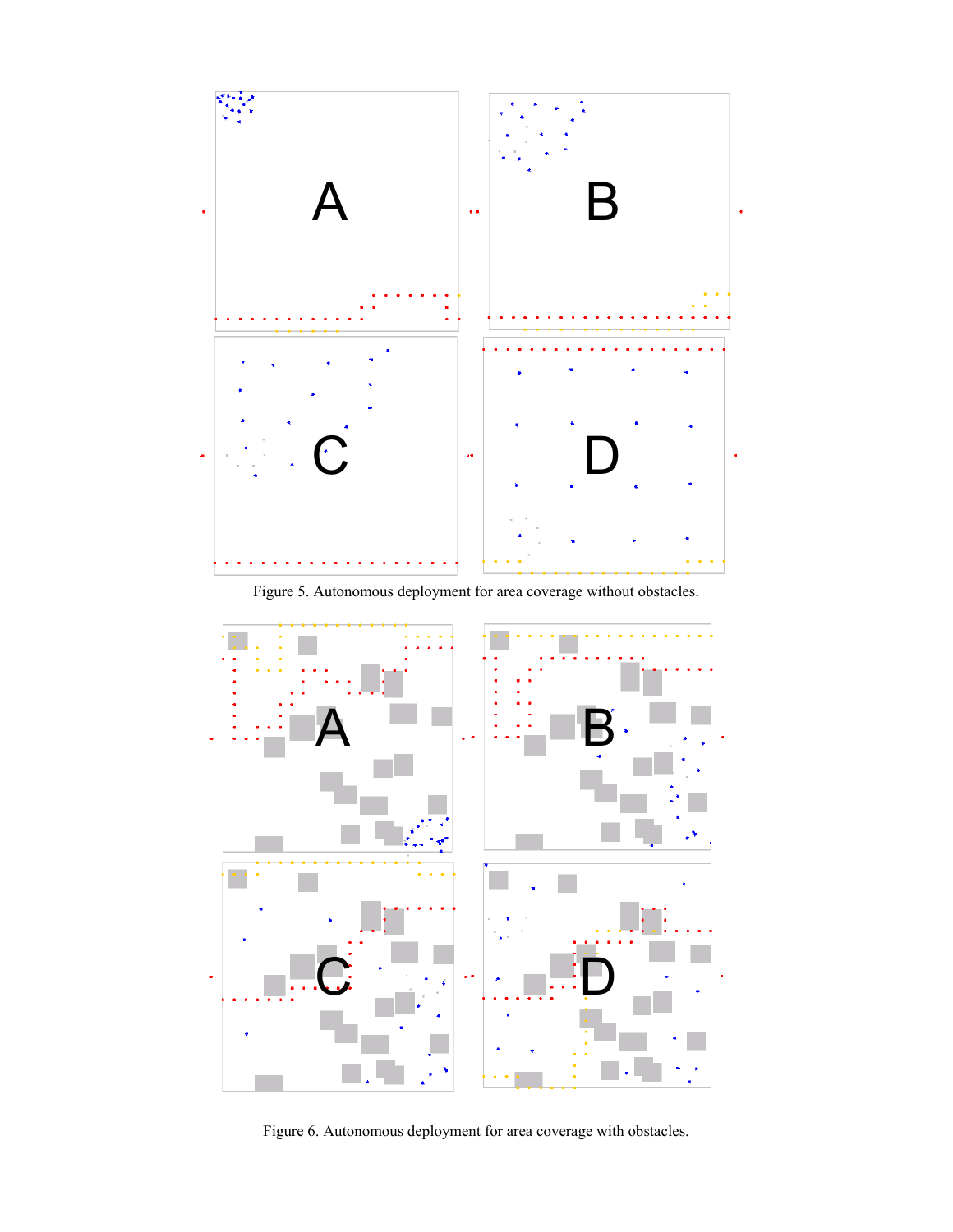Figure 5. Autonomous deployment for area coverage without obstacles.

Figure 6. Autonomous deployment for area coverage with obstacles.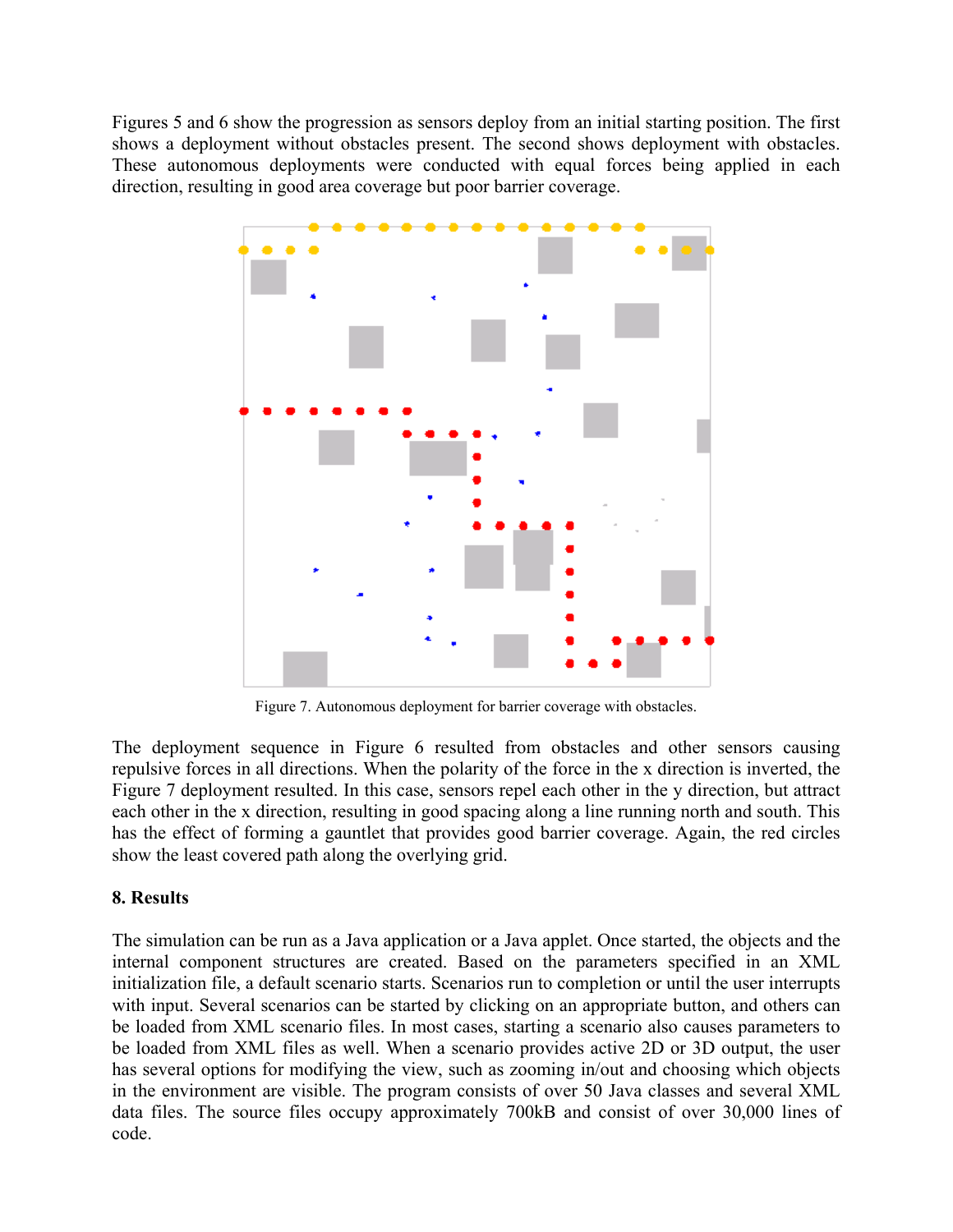Figures 5 and 6 show the progression as sensors deploy from an initial starting position. The first shows a deployment without obstacles present. The second shows deployment with obstacles. These autonomous deployments were conducted with equal forces being applied in each direction, resulting in good area coverage but poor barrier coverage.

Figure 7. Autonomous deployment for barrier coverage with obstacles.

The deployment sequence in Figure 6 resulted from obstacles and other sensors causing repulsive forces in all directions. When the polarity of the force in the x direction is inverted, the Figure 7 deployment resulted. In this case, sensors repel each other in the y direction, but attract each other in the x direction, resulting in good spacing along a line running north and south. This has the effect of forming a gauntlet that provides good barrier coverage. Again, the red circles show the least covered path along the overlying grid.

## 8. Results

The simulation can be run as a Java application or a Java applet. Once started, the objects and the internal component structures are created. Based on the parameters specified in an XML initialization file, a default scenario starts. Scenarios run to completion or until the user interrupts with input. Several scenarios can be started by clicking on an appropriate button, and others can be loaded from XML scenario files. In most cases, starting a scenario also causes parameters to be loaded from XML files as well. When a scenario provides active 2D or 3D output, the user has several options for modifying the view, such as zooming in/out and choosing which objects in the environment are visible. The program consists of over 50 Java classes and several XML data files. The source files occupy approximately 700kB and consist of over 30,000 lines of code.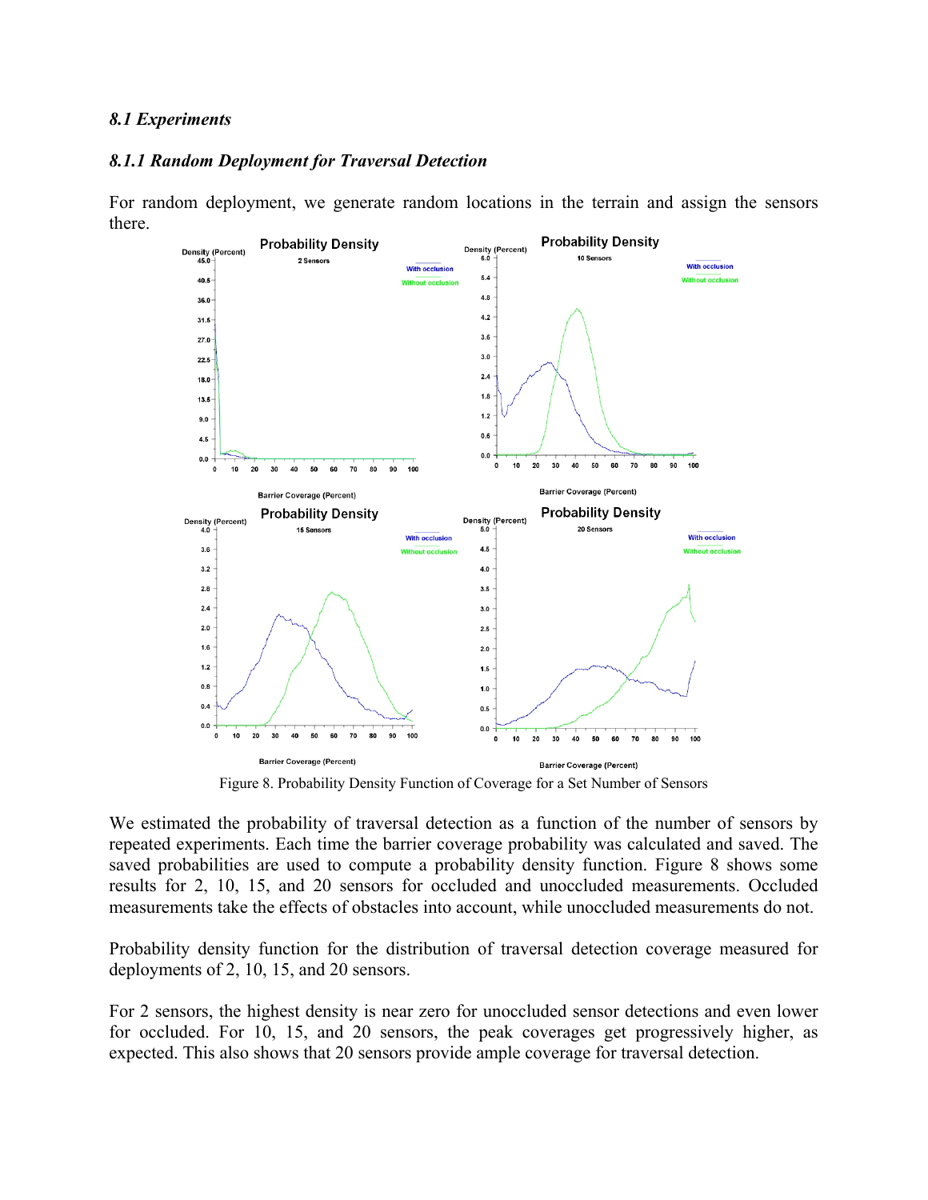### *8.1 Experiments*

### *8.1.1 Random Deployment for Traversal Detection*

For random deployment, we generate random locations in the terrain and assign the sensors there.

Figure 8. Probability Density Function of Coverage for a Set Number of Sensors

We estimated the probability of traversal detection as a function of the number of sensors by repeated experiments. Each time the barrier coverage probability was calculated and saved. The saved probabilities are used to compute a probability density function. Figure 8 shows some results for 2, 10, 15, and 20 sensors for occluded and unoccluded measurements. Occluded measurements take the effects of obstacles into account, while unoccluded measurements do not.

Probability density function for the distribution of traversal detection coverage measured for deployments of 2, 10, 15, and 20 sensors.

For 2 sensors, the highest density is near zero for unoccluded sensor detections and even lower for occluded. For 10, 15, and 20 sensors, the peak coverages get progressively higher, as expected. This also shows that 20 sensors provide ample coverage for traversal detection.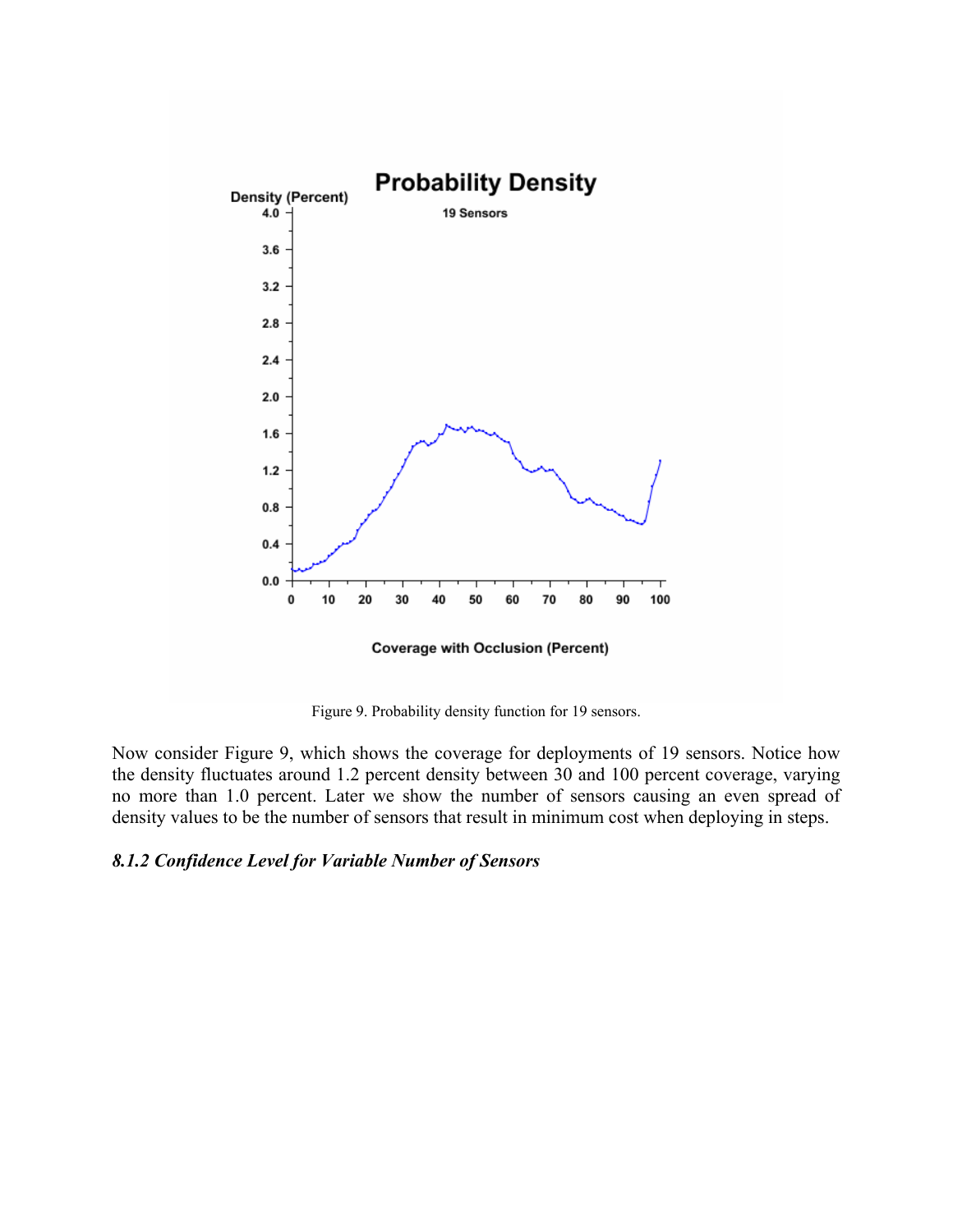Figure 9. Probability density function for 19 sensors.

Now consider Figure 9, which shows the coverage for deployments of 19 sensors. Notice how the density fluctuates around 1.2 percent density between 30 and 100 percent coverage, varying no more than 1.0 percent. Later we show the number of sensors causing an even spread of density values to be the number of sensors that result in minimum cost when deploying in steps.

### *8.1.2 Confidence Level for Variable Number of Sensors*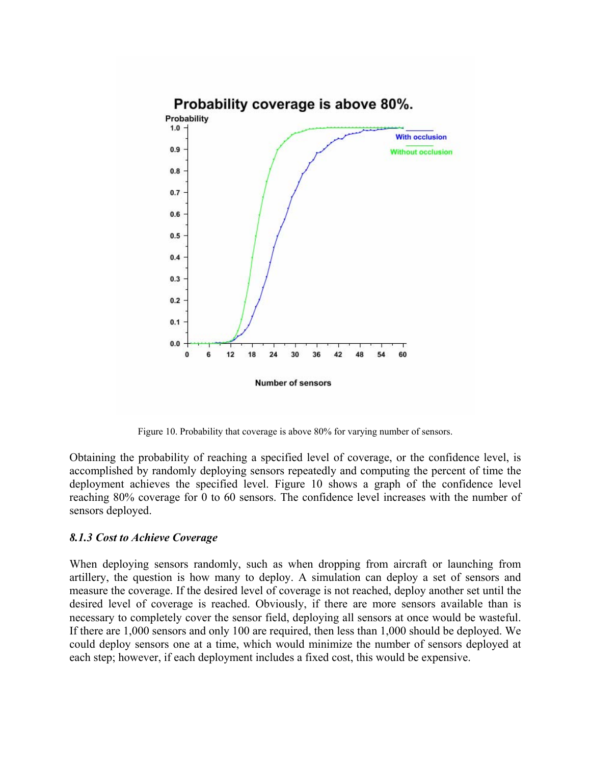Figure 10. Probability that coverage is above 80% for varying number of sensors.

Obtaining the probability of reaching a specified level of coverage, or the confidence level, is accomplished by randomly deploying sensors repeatedly and computing the percent of time the deployment achieves the specified level. Figure 10 shows a graph of the confidence level reaching 80% coverage for 0 to 60 sensors. The confidence level increases with the number of sensors deployed.

### *8.1.3 Cost to Achieve Coverage*

When deploying sensors randomly, such as when dropping from aircraft or launching from artillery, the question is how many to deploy. A simulation can deploy a set of sensors and measure the coverage. If the desired level of coverage is not reached, deploy another set until the desired level of coverage is reached. Obviously, if there are more sensors available than is necessary to completely cover the sensor field, deploying all sensors at once would be wasteful. If there are 1,000 sensors and only 100 are required, then less than 1,000 should be deployed. We could deploy sensors one at a time, which would minimize the number of sensors deployed at each step; however, if each deployment includes a fixed cost, this would be expensive.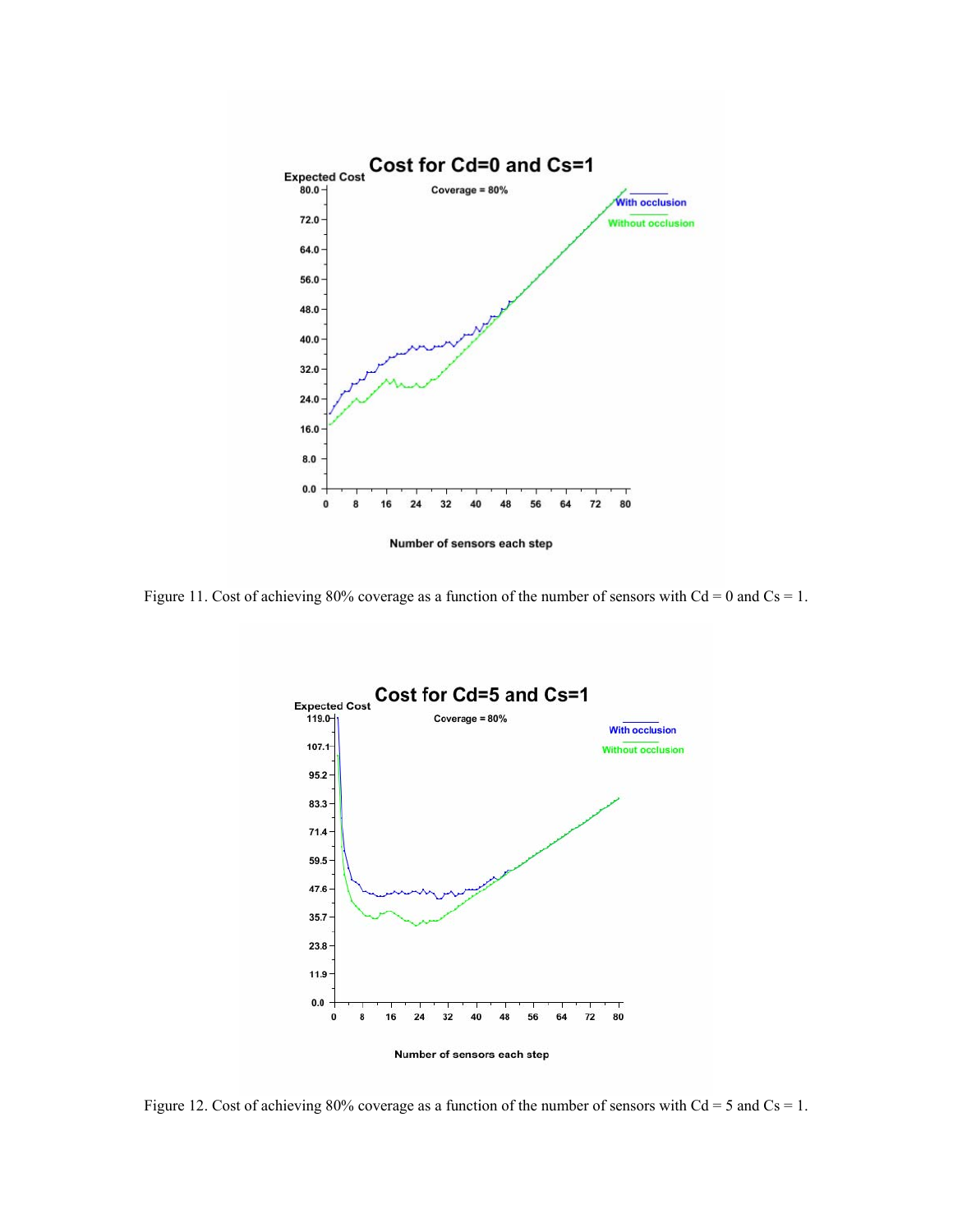Figure 11. Cost of achieving 80% coverage as a function of the number of sensors with Cd = 0 and Cs = 1.

Figure 12. Cost of achieving 80% coverage as a function of the number of sensors with Cd = 5 and Cs = 1.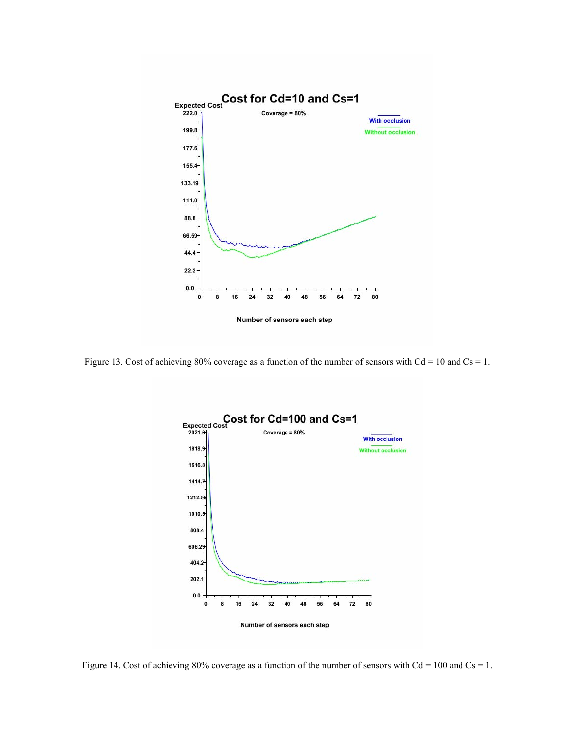Figure 13. Cost of achieving 80% coverage as a function of the number of sensors with Cd = 10 and Cs = 1.

Figure 14. Cost of achieving 80% coverage as a function of the number of sensors with Cd = 100 and Cs = 1.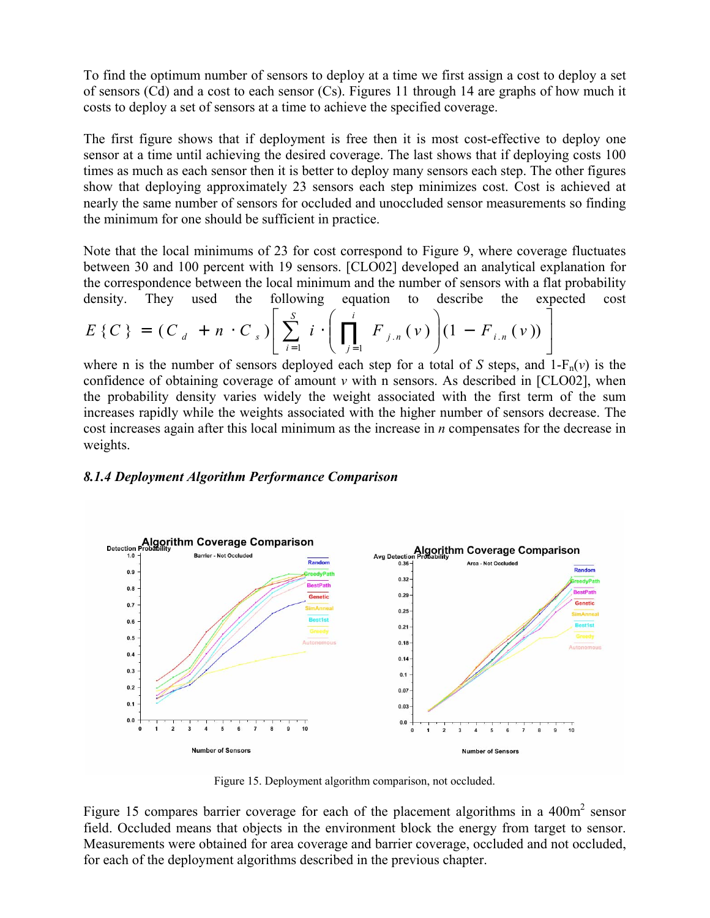To find the optimum number of sensors to deploy at a time we first assign a cost to deploy a set of sensors (Cd) and a cost to each sensor (Cs). Figures 11 through 14 are graphs of how much it costs to deploy a set of sensors at a time to achieve the specified coverage.

The first figure shows that if deployment is free then it is most cost-effective to deploy one sensor at a time until achieving the desired coverage. The last shows that if deploying costs 100 times as much as each sensor then it is better to deploy many sensors each step. The other figures show that deploying approximately 23 sensors each step minimizes cost. Cost is achieved at nearly the same number of sensors for occluded and unoccluded sensor measurements so finding the minimum for one should be sufficient in practice.

Note that the local minimums of 23 for cost correspond to Figure 9, where coverage fluctuates between 30 and 100 percent with 19 sensors. [CLO02] developed an analytical explanation for the correspondence between the local minimum and the number of sensors with a flat probability density. They used the following equation to describe the expected cost

$$E\{C\} = (C_d + n \cdot C_s)\left[\sum_{i=1}^{S} i \cdot \left(\prod_{j=1}^{i} F_{j.n}(v)\right)(1 - F_{i.n}(v))\right]$$

where n is the number of sensors deployed each step for a total of $S$ steps, and $1-F_n(v)$ is the confidence of obtaining coverage of amount $v$ with n sensors. As described in [CLO02], when the probability density varies widely the weight associated with the first term of the sum increases rapidly while the weights associated with the higher number of sensors decrease. The cost increases again after this local minimum as the increase in $n$ compensates for the decrease in weights.

### *8.1.4 Deployment Algorithm Performance Comparison*

Figure 15. Deployment algorithm comparison, not occluded.

Figure 15 compares barrier coverage for each of the placement algorithms in a 400m$^2$ sensor field. Occluded means that objects in the environment block the energy from target to sensor. Measurements were obtained for area coverage and barrier coverage, occluded and not occluded, for each of the deployment algorithms described in the previous chapter.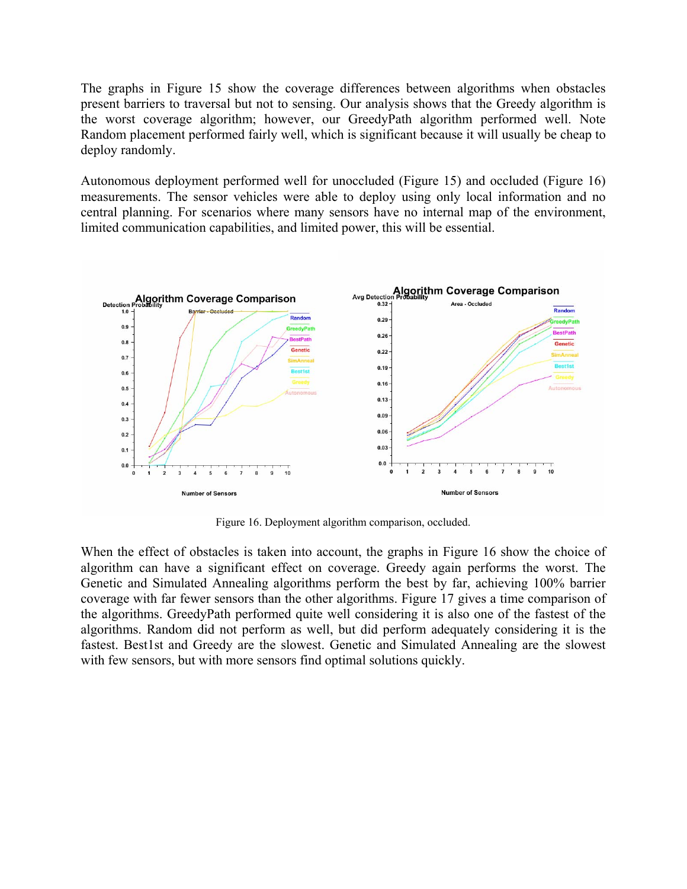The graphs in Figure 15 show the coverage differences between algorithms when obstacles present barriers to traversal but not to sensing. Our analysis shows that the Greedy algorithm is the worst coverage algorithm; however, our GreedyPath algorithm performed well. Note Random placement performed fairly well, which is significant because it will usually be cheap to deploy randomly.

Autonomous deployment performed well for unoccluded (Figure 15) and occluded (Figure 16) measurements. The sensor vehicles were able to deploy using only local information and no central planning. For scenarios where many sensors have no internal map of the environment, limited communication capabilities, and limited power, this will be essential.

Figure 16. Deployment algorithm comparison, occluded.

When the effect of obstacles is taken into account, the graphs in Figure 16 show the choice of algorithm can have a significant effect on coverage. Greedy again performs the worst. The Genetic and Simulated Annealing algorithms perform the best by far, achieving 100% barrier coverage with far fewer sensors than the other algorithms. Figure 17 gives a time comparison of the algorithms. GreedyPath performed quite well considering it is also one of the fastest of the algorithms. Random did not perform as well, but did perform adequately considering it is the fastest. Best1st and Greedy are the slowest. Genetic and Simulated Annealing are the slowest with few sensors, but with more sensors find optimal solutions quickly.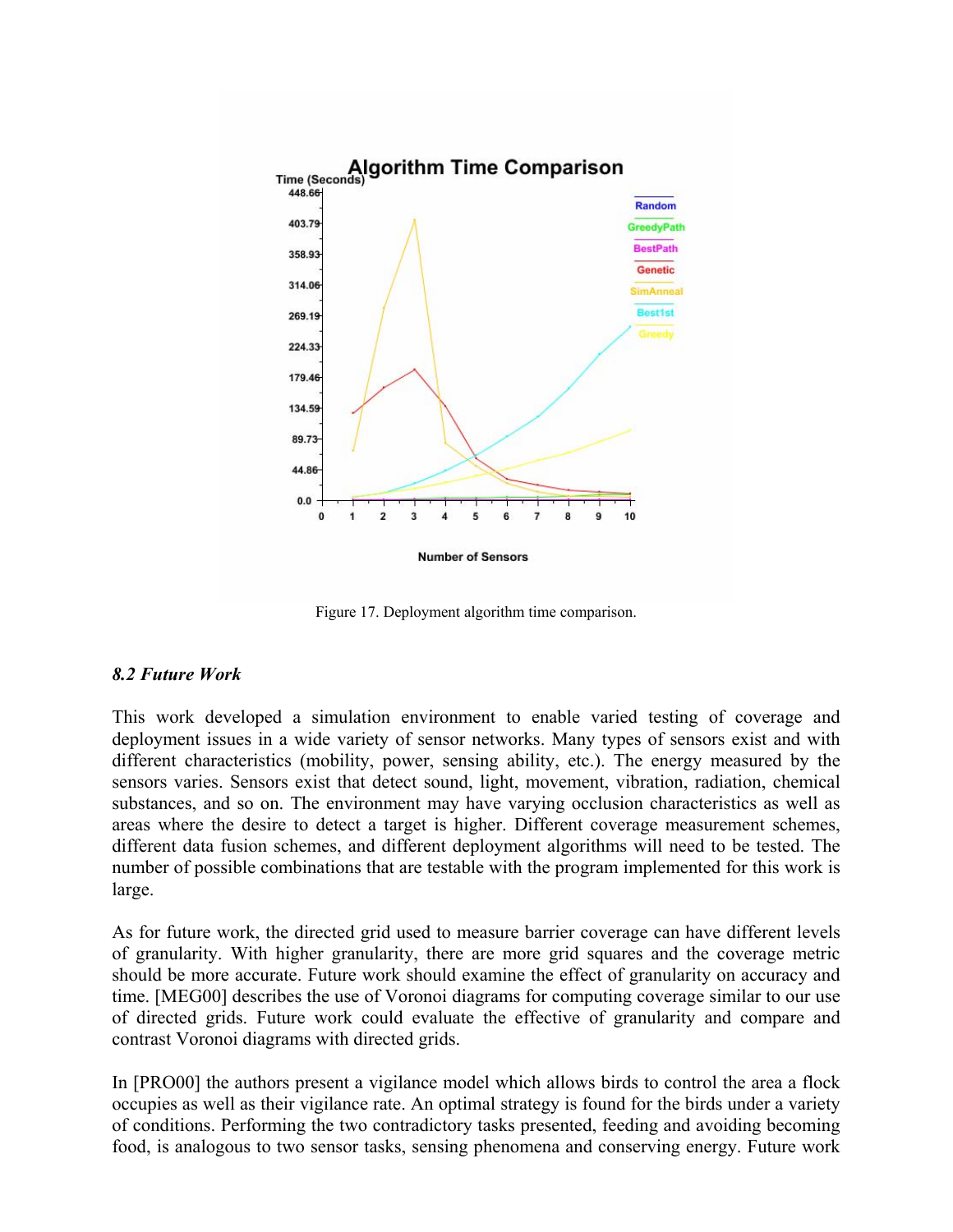Figure 17. Deployment algorithm time comparison.

### *8.2 Future Work*

This work developed a simulation environment to enable varied testing of coverage and deployment issues in a wide variety of sensor networks. Many types of sensors exist and with different characteristics (mobility, power, sensing ability, etc.). The energy measured by the sensors varies. Sensors exist that detect sound, light, movement, vibration, radiation, chemical substances, and so on. The environment may have varying occlusion characteristics as well as areas where the desire to detect a target is higher. Different coverage measurement schemes, different data fusion schemes, and different deployment algorithms will need to be tested. The number of possible combinations that are testable with the program implemented for this work is large.

As for future work, the directed grid used to measure barrier coverage can have different levels of granularity. With higher granularity, there are more grid squares and the coverage metric should be more accurate. Future work should examine the effect of granularity on accuracy and time. [MEG00] describes the use of Voronoi diagrams for computing coverage similar to our use of directed grids. Future work could evaluate the effective of granularity and compare and contrast Voronoi diagrams with directed grids.

In [PRO00] the authors present a vigilance model which allows birds to control the area a flock occupies as well as their vigilance rate. An optimal strategy is found for the birds under a variety of conditions. Performing the two contradictory tasks presented, feeding and avoiding becoming food, is analogous to two sensor tasks, sensing phenomena and conserving energy. Future work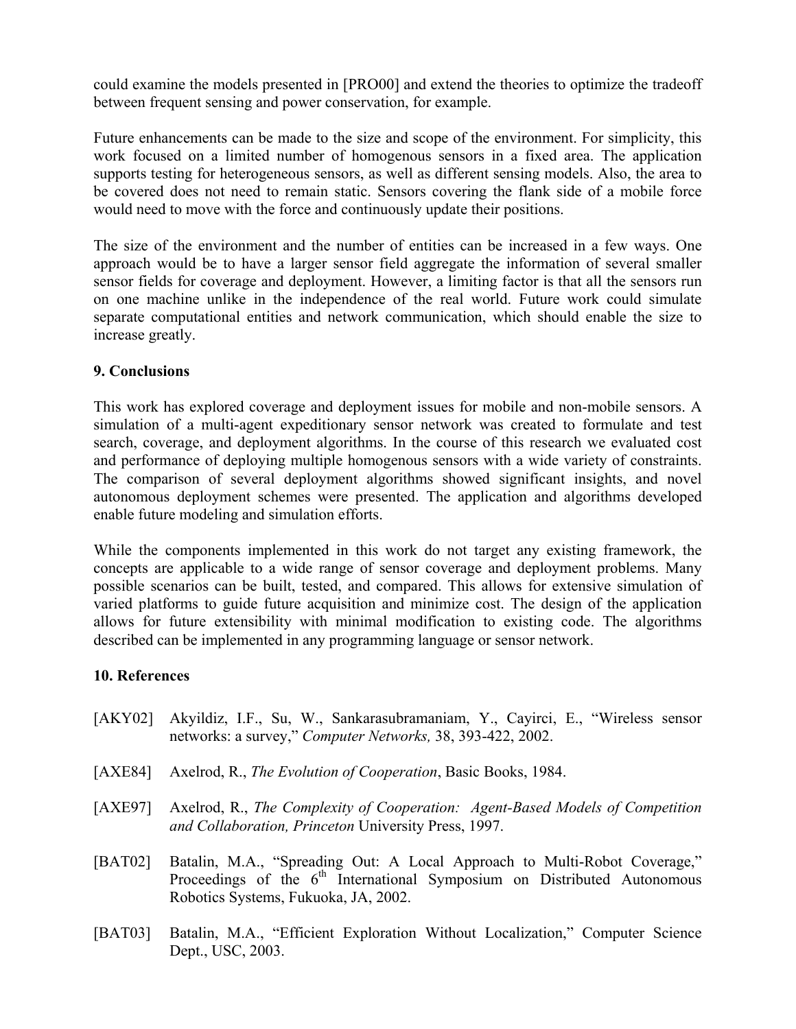could examine the models presented in [PRO00] and extend the theories to optimize the tradeoff between frequent sensing and power conservation, for example.

Future enhancements can be made to the size and scope of the environment. For simplicity, this work focused on a limited number of homogenous sensors in a fixed area. The application supports testing for heterogeneous sensors, as well as different sensing models. Also, the area to be covered does not need to remain static. Sensors covering the flank side of a mobile force would need to move with the force and continuously update their positions.

The size of the environment and the number of entities can be increased in a few ways. One approach would be to have a larger sensor field aggregate the information of several smaller sensor fields for coverage and deployment. However, a limiting factor is that all the sensors run on one machine unlike in the independence of the real world. Future work could simulate separate computational entities and network communication, which should enable the size to increase greatly.

## 9. Conclusions

This work has explored coverage and deployment issues for mobile and non-mobile sensors. A simulation of a multi-agent expeditionary sensor network was created to formulate and test search, coverage, and deployment algorithms. In the course of this research we evaluated cost and performance of deploying multiple homogenous sensors with a wide variety of constraints. The comparison of several deployment algorithms showed significant insights, and novel autonomous deployment schemes were presented. The application and algorithms developed enable future modeling and simulation efforts.

While the components implemented in this work do not target any existing framework, the concepts are applicable to a wide range of sensor coverage and deployment problems. Many possible scenarios can be built, tested, and compared. This allows for extensive simulation of varied platforms to guide future acquisition and minimize cost. The design of the application allows for future extensibility with minimal modification to existing code. The algorithms described can be implemented in any programming language or sensor network.

## 10. References

[AKY02] Akyildiz, I.F., Su, W., Sankarasubramaniam, Y., Cayirci, E., "Wireless sensor networks: a survey," *Computer Networks,* 38, 393-422, 2002.

[AXE84] Axelrod, R., *The Evolution of Cooperation*, Basic Books, 1984.

[AXE97] Axelrod, R., *The Complexity of Cooperation: Agent-Based Models of Competition and Collaboration, Princeton* University Press, 1997.

[BAT02] Batalin, M.A., "Spreading Out: A Local Approach to Multi-Robot Coverage," Proceedings of the 6th International Symposium on Distributed Autonomous Robotics Systems, Fukuoka, JA, 2002.

[BAT03] Batalin, M.A., "Efficient Exploration Without Localization," Computer Science Dept., USC, 2003.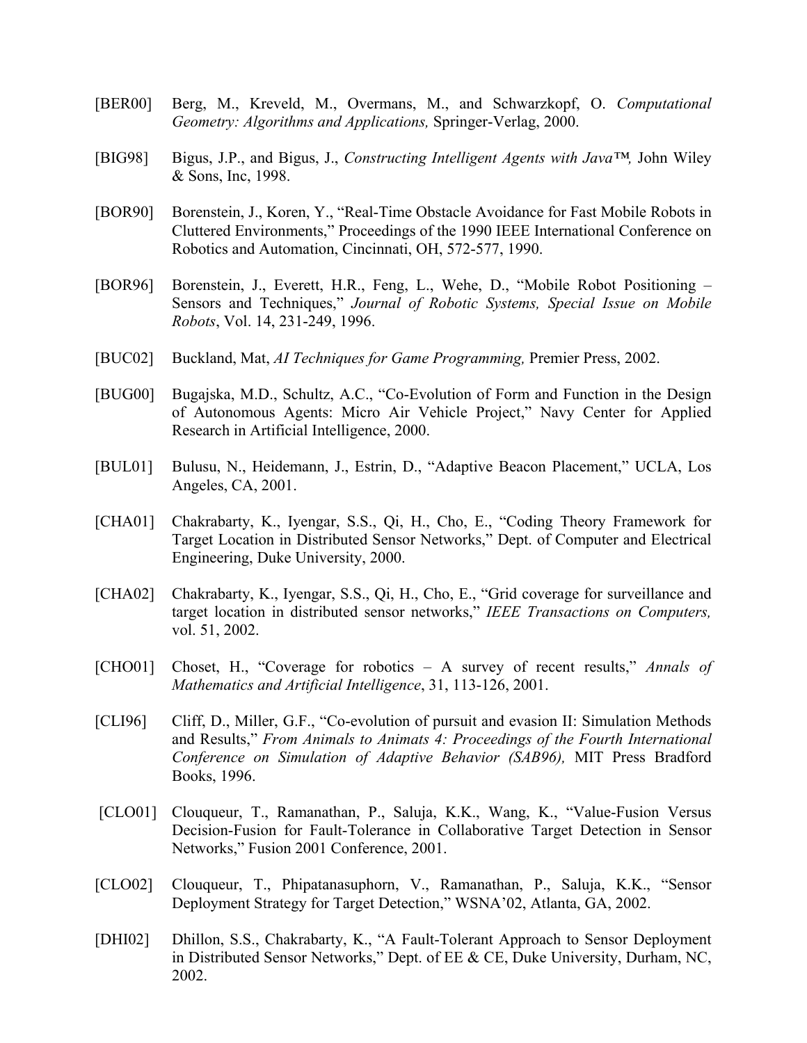[BER00] Berg, M., Kreveld, M., Overmans, M., and Schwarzkopf, O. *Computational Geometry: Algorithms and Applications,* Springer-Verlag, 2000.

[BIG98] Bigus, J.P., and Bigus, J., *Constructing Intelligent Agents with Java™,* John Wiley & Sons, Inc, 1998.

[BOR90] Borenstein, J., Koren, Y., "Real-Time Obstacle Avoidance for Fast Mobile Robots in Cluttered Environments," Proceedings of the 1990 IEEE International Conference on Robotics and Automation, Cincinnati, OH, 572-577, 1990.

[BOR96] Borenstein, J., Everett, H.R., Feng, L., Wehe, D., "Mobile Robot Positioning – Sensors and Techniques," *Journal of Robotic Systems, Special Issue on Mobile Robots*, Vol. 14, 231-249, 1996.

[BUC02] Buckland, Mat, *AI Techniques for Game Programming,* Premier Press, 2002.

[BUG00] Bugajska, M.D., Schultz, A.C., "Co-Evolution of Form and Function in the Design of Autonomous Agents: Micro Air Vehicle Project," Navy Center for Applied Research in Artificial Intelligence, 2000.

[BUL01] Bulusu, N., Heidemann, J., Estrin, D., "Adaptive Beacon Placement," UCLA, Los Angeles, CA, 2001.

[CHA01] Chakrabarty, K., Iyengar, S.S., Qi, H., Cho, E., "Coding Theory Framework for Target Location in Distributed Sensor Networks," Dept. of Computer and Electrical Engineering, Duke University, 2000.

[CHA02] Chakrabarty, K., Iyengar, S.S., Qi, H., Cho, E., "Grid coverage for surveillance and target location in distributed sensor networks," *IEEE Transactions on Computers,* vol. 51, 2002.

[CHO01] Choset, H., "Coverage for robotics – A survey of recent results," *Annals of Mathematics and Artificial Intelligence*, 31, 113-126, 2001.

[CLI96] Cliff, D., Miller, G.F., "Co-evolution of pursuit and evasion II: Simulation Methods and Results," *From Animals to Animats 4: Proceedings of the Fourth International Conference on Simulation of Adaptive Behavior (SAB96),* MIT Press Bradford Books, 1996.

[CLO01] Clouqueur, T., Ramanathan, P., Saluja, K.K., Wang, K., "Value-Fusion Versus Decision-Fusion for Fault-Tolerance in Collaborative Target Detection in Sensor Networks," Fusion 2001 Conference, 2001.

[CLO02] Clouqueur, T., Phipatanasuphorn, V., Ramanathan, P., Saluja, K.K., "Sensor Deployment Strategy for Target Detection," WSNA'02, Atlanta, GA, 2002.

[DHI02] Dhillon, S.S., Chakrabarty, K., "A Fault-Tolerant Approach to Sensor Deployment in Distributed Sensor Networks," Dept. of EE & CE, Duke University, Durham, NC, 2002.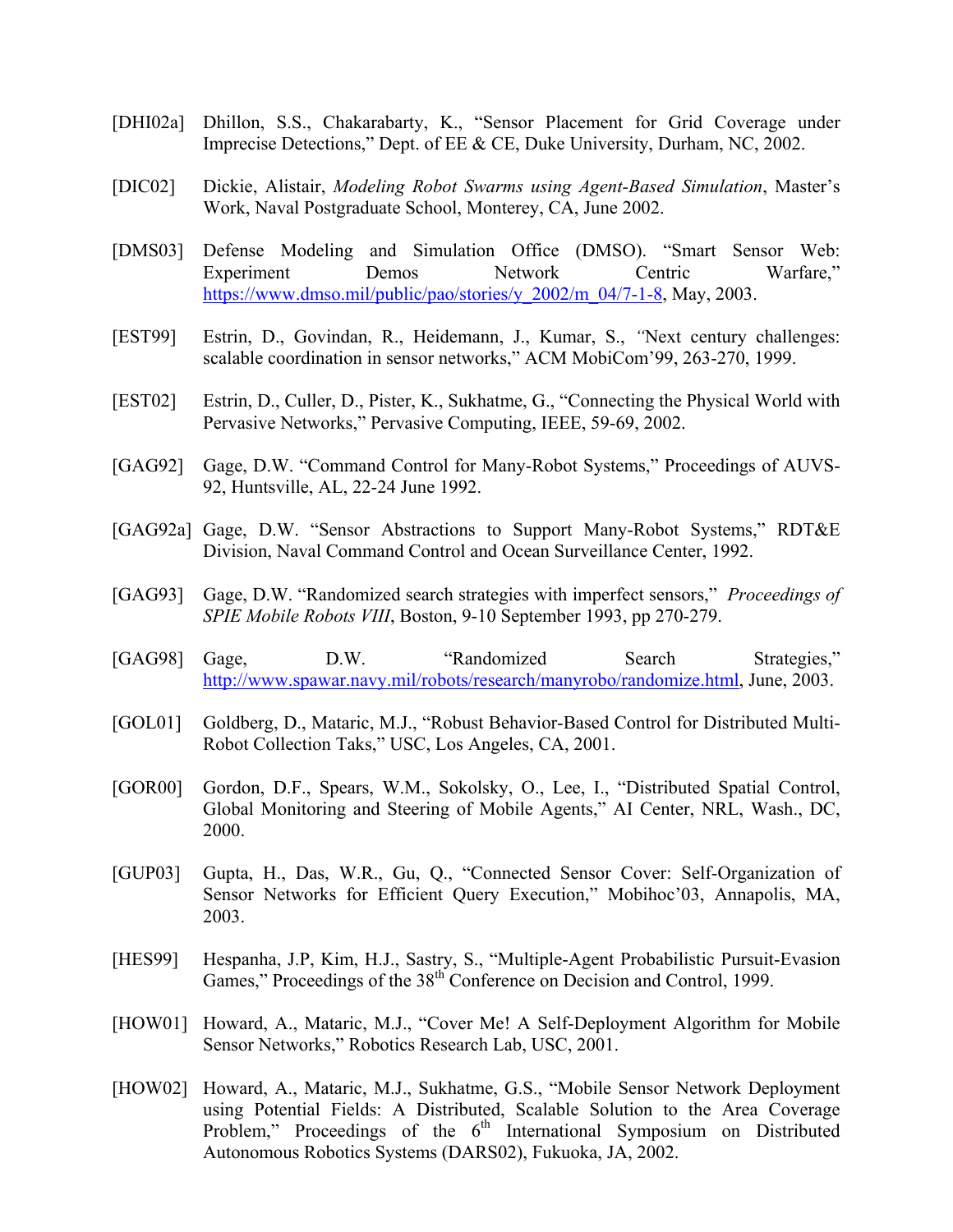[DHI02a] Dhillon, S.S., Chakarabarty, K., "Sensor Placement for Grid Coverage under Imprecise Detections," Dept. of EE & CE, Duke University, Durham, NC, 2002.

[DIC02] Dickie, Alistair, *Modeling Robot Swarms using Agent-Based Simulation*, Master's Work, Naval Postgraduate School, Monterey, CA, June 2002.

[DMS03] Defense Modeling and Simulation Office (DMSO). "Smart Sensor Web: Experiment Demos Network Centric Warfare," https://www.dmso.mil/public/pao/stories/y_2002/m_04/7-1-8, May, 2003.

[EST99] Estrin, D., Govindan, R., Heidemann, J., Kumar, S., "Next century challenges: scalable coordination in sensor networks," ACM MobiCom'99, 263-270, 1999.

[EST02] Estrin, D., Culler, D., Pister, K., Sukhatme, G., "Connecting the Physical World with Pervasive Networks," Pervasive Computing, IEEE, 59-69, 2002.

[GAG92] Gage, D.W. "Command Control for Many-Robot Systems," Proceedings of AUVS-92, Huntsville, AL, 22-24 June 1992.

[GAG92a] Gage, D.W. "Sensor Abstractions to Support Many-Robot Systems," RDT&E Division, Naval Command Control and Ocean Surveillance Center, 1992.

[GAG93] Gage, D.W. "Randomized search strategies with imperfect sensors," *Proceedings of SPIE Mobile Robots VIII*, Boston, 9-10 September 1993, pp 270-279.

[GAG98] Gage, D.W. "Randomized Search Strategies," http://www.spawar.navy.mil/robots/research/manyrobo/randomize.html, June, 2003.

[GOL01] Goldberg, D., Mataric, M.J., "Robust Behavior-Based Control for Distributed Multi-Robot Collection Taks," USC, Los Angeles, CA, 2001.

[GOR00] Gordon, D.F., Spears, W.M., Sokolsky, O., Lee, I., "Distributed Spatial Control, Global Monitoring and Steering of Mobile Agents," AI Center, NRL, Wash., DC, 2000.

[GUP03] Gupta, H., Das, W.R., Gu, Q., "Connected Sensor Cover: Self-Organization of Sensor Networks for Efficient Query Execution," Mobihoc'03, Annapolis, MA, 2003.

[HES99] Hespanha, J.P, Kim, H.J., Sastry, S., "Multiple-Agent Probabilistic Pursuit-Evasion Games," Proceedings of the 38th Conference on Decision and Control, 1999.

[HOW01] Howard, A., Mataric, M.J., "Cover Me! A Self-Deployment Algorithm for Mobile Sensor Networks," Robotics Research Lab, USC, 2001.

[HOW02] Howard, A., Mataric, M.J., Sukhatme, G.S., "Mobile Sensor Network Deployment using Potential Fields: A Distributed, Scalable Solution to the Area Coverage Problem," Proceedings of the 6th International Symposium on Distributed Autonomous Robotics Systems (DARS02), Fukuoka, JA, 2002.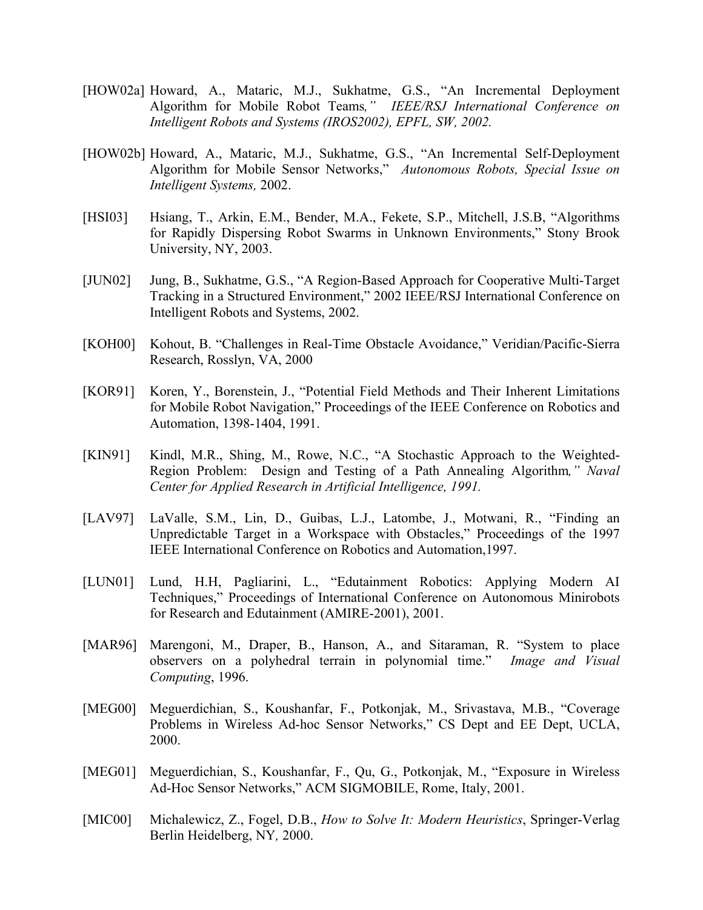[HOW02a] Howard, A., Mataric, M.J., Sukhatme, G.S., "An Incremental Deployment Algorithm for Mobile Robot Teams*," IEEE/RSJ International Conference on Intelligent Robots and Systems (IROS2002), EPFL, SW, 2002.*

[HOW02b] Howard, A., Mataric, M.J., Sukhatme, G.S., "An Incremental Self-Deployment Algorithm for Mobile Sensor Networks," *Autonomous Robots, Special Issue on Intelligent Systems,* 2002.

[HSI03] Hsiang, T., Arkin, E.M., Bender, M.A., Fekete, S.P., Mitchell, J.S.B, "Algorithms for Rapidly Dispersing Robot Swarms in Unknown Environments," Stony Brook University, NY, 2003.

[JUN02] Jung, B., Sukhatme, G.S., "A Region-Based Approach for Cooperative Multi-Target Tracking in a Structured Environment," 2002 IEEE/RSJ International Conference on Intelligent Robots and Systems, 2002.

[KOH00] Kohout, B. "Challenges in Real-Time Obstacle Avoidance," Veridian/Pacific-Sierra Research, Rosslyn, VA, 2000

[KOR91] Koren, Y., Borenstein, J., "Potential Field Methods and Their Inherent Limitations for Mobile Robot Navigation," Proceedings of the IEEE Conference on Robotics and Automation, 1398-1404, 1991.

[KIN91] Kindl, M.R., Shing, M., Rowe, N.C., "A Stochastic Approach to the Weighted-Region Problem: Design and Testing of a Path Annealing Algorithm*," Naval Center for Applied Research in Artificial Intelligence, 1991.*

[LAV97] LaValle, S.M., Lin, D., Guibas, L.J., Latombe, J., Motwani, R., "Finding an Unpredictable Target in a Workspace with Obstacles," Proceedings of the 1997 IEEE International Conference on Robotics and Automation,1997.

[LUN01] Lund, H.H, Pagliarini, L., "Edutainment Robotics: Applying Modern AI Techniques," Proceedings of International Conference on Autonomous Minirobots for Research and Edutainment (AMIRE-2001), 2001.

[MAR96] Marengoni, M., Draper, B., Hanson, A., and Sitaraman, R. "System to place observers on a polyhedral terrain in polynomial time." *Image and Visual Computing*, 1996.

[MEG00] Meguerdichian, S., Koushanfar, F., Potkonjak, M., Srivastava, M.B., "Coverage Problems in Wireless Ad-hoc Sensor Networks," CS Dept and EE Dept, UCLA, 2000.

[MEG01] Meguerdichian, S., Koushanfar, F., Qu, G., Potkonjak, M., "Exposure in Wireless Ad-Hoc Sensor Networks," ACM SIGMOBILE, Rome, Italy, 2001.

[MIC00] Michalewicz, Z., Fogel, D.B., *How to Solve It: Modern Heuristics*, Springer-Verlag Berlin Heidelberg, NY*,* 2000.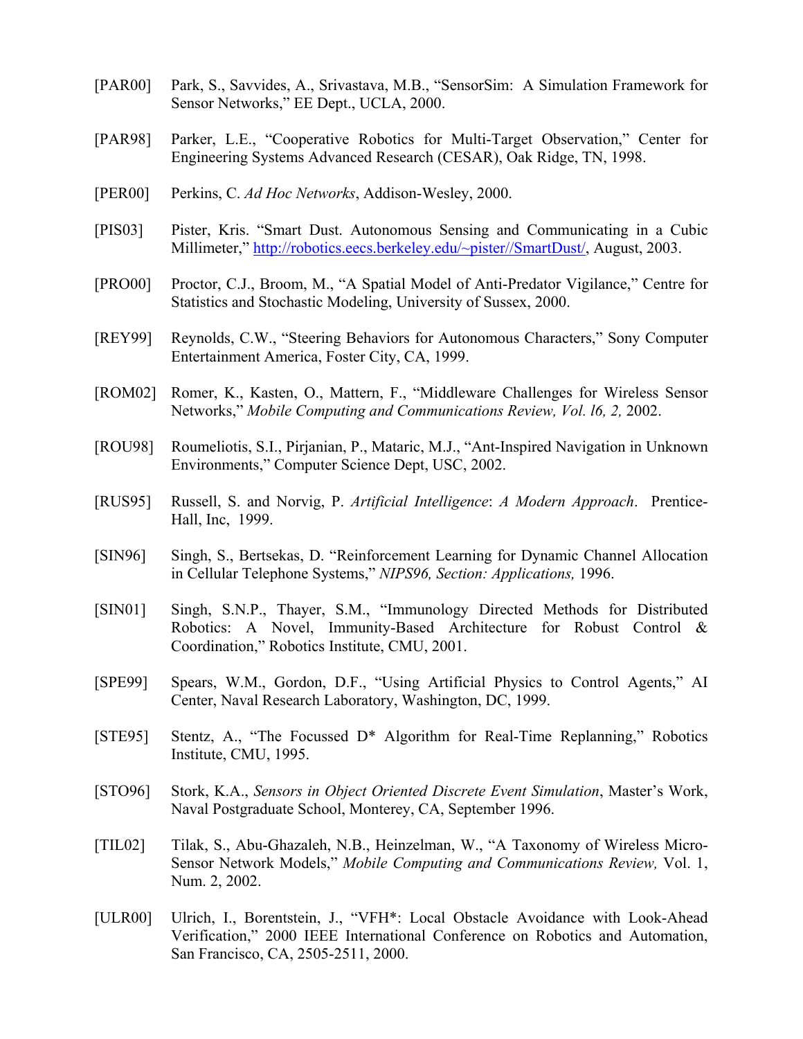[PAR00] Park, S., Savvides, A., Srivastava, M.B., "SensorSim: A Simulation Framework for Sensor Networks," EE Dept., UCLA, 2000.

[PAR98] Parker, L.E., "Cooperative Robotics for Multi-Target Observation," Center for Engineering Systems Advanced Research (CESAR), Oak Ridge, TN, 1998.

[PER00] Perkins, C. *Ad Hoc Networks*, Addison-Wesley, 2000.

[PIS03] Pister, Kris. "Smart Dust. Autonomous Sensing and Communicating in a Cubic Millimeter," http://robotics.eecs.berkeley.edu/~pister//SmartDust/, August, 2003.

[PRO00] Proctor, C.J., Broom, M., "A Spatial Model of Anti-Predator Vigilance," Centre for Statistics and Stochastic Modeling, University of Sussex, 2000.

[REY99] Reynolds, C.W., "Steering Behaviors for Autonomous Characters," Sony Computer Entertainment America, Foster City, CA, 1999.

[ROM02] Romer, K., Kasten, O., Mattern, F., "Middleware Challenges for Wireless Sensor Networks," *Mobile Computing and Communications Review, Vol. l6, 2,* 2002.

[ROU98] Roumeliotis, S.I., Pirjanian, P., Mataric, M.J., "Ant-Inspired Navigation in Unknown Environments," Computer Science Dept, USC, 2002.

[RUS95] Russell, S. and Norvig, P. *Artificial Intelligence*: *A Modern Approach*. Prentice-Hall, Inc, 1999.

[SIN96] Singh, S., Bertsekas, D. "Reinforcement Learning for Dynamic Channel Allocation in Cellular Telephone Systems," *NIPS96, Section: Applications,* 1996.

[SIN01] Singh, S.N.P., Thayer, S.M., "Immunology Directed Methods for Distributed Robotics: A Novel, Immunity-Based Architecture for Robust Control & Coordination," Robotics Institute, CMU, 2001.

[SPE99] Spears, W.M., Gordon, D.F., "Using Artificial Physics to Control Agents," AI Center, Naval Research Laboratory, Washington, DC, 1999.

[STE95] Stentz, A., "The Focussed D* Algorithm for Real-Time Replanning," Robotics Institute, CMU, 1995.

[STO96] Stork, K.A., *Sensors in Object Oriented Discrete Event Simulation*, Master's Work, Naval Postgraduate School, Monterey, CA, September 1996.

[TIL02] Tilak, S., Abu-Ghazaleh, N.B., Heinzelman, W., "A Taxonomy of Wireless Micro-Sensor Network Models," *Mobile Computing and Communications Review,* Vol. 1, Num. 2, 2002.

[ULR00] Ulrich, I., Borentstein, J., "VFH*: Local Obstacle Avoidance with Look-Ahead Verification," 2000 IEEE International Conference on Robotics and Automation, San Francisco, CA, 2505-2511, 2000.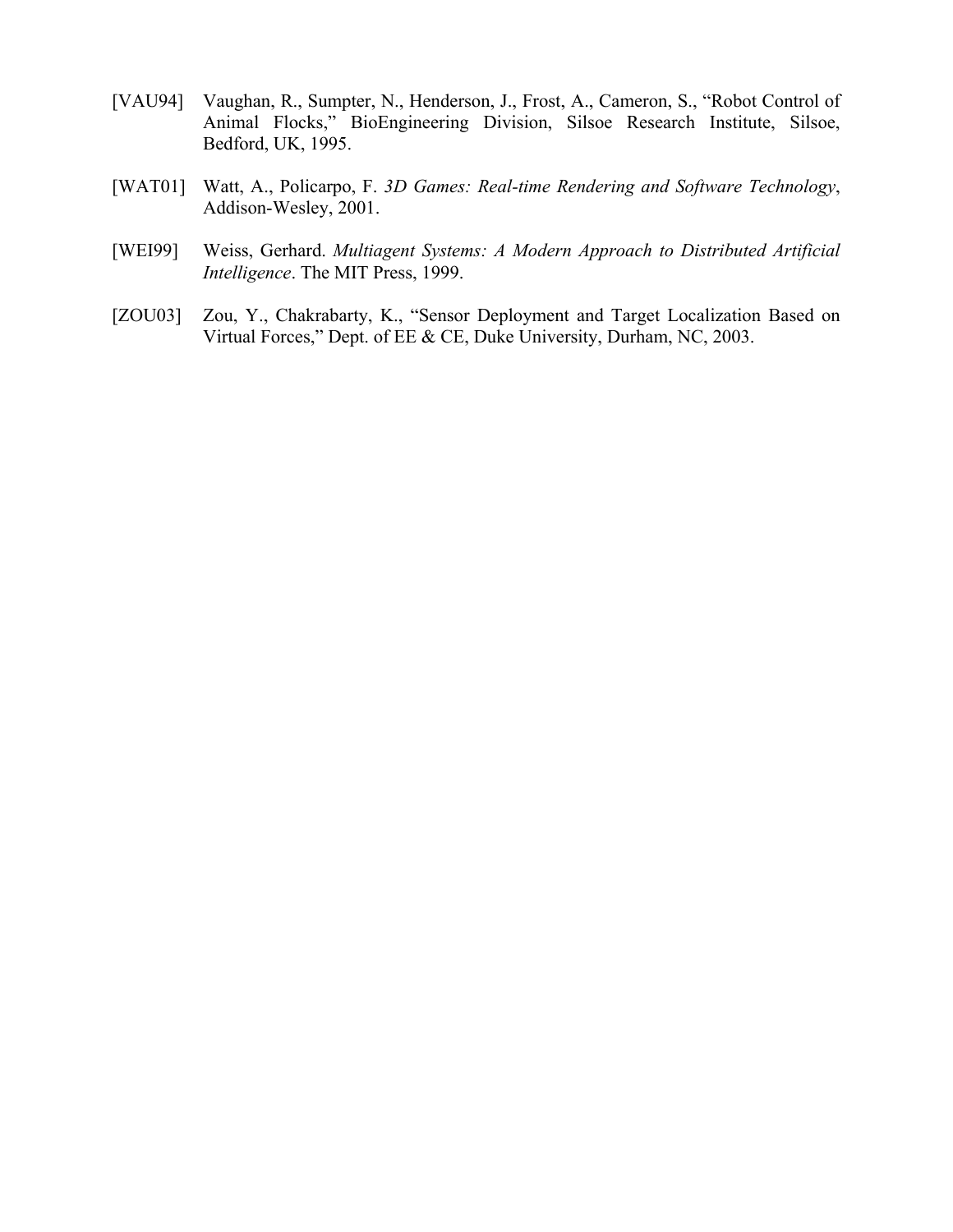[VAU94] Vaughan, R., Sumpter, N., Henderson, J., Frost, A., Cameron, S., "Robot Control of Animal Flocks," BioEngineering Division, Silsoe Research Institute, Silsoe, Bedford, UK, 1995.

[WAT01] Watt, A., Policarpo, F. *3D Games: Real-time Rendering and Software Technology*, Addison-Wesley, 2001.

[WEI99] Weiss, Gerhard. *Multiagent Systems: A Modern Approach to Distributed Artificial Intelligence*. The MIT Press, 1999.

[ZOU03] Zou, Y., Chakrabarty, K., "Sensor Deployment and Target Localization Based on Virtual Forces," Dept. of EE & CE, Duke University, Durham, NC, 2003.